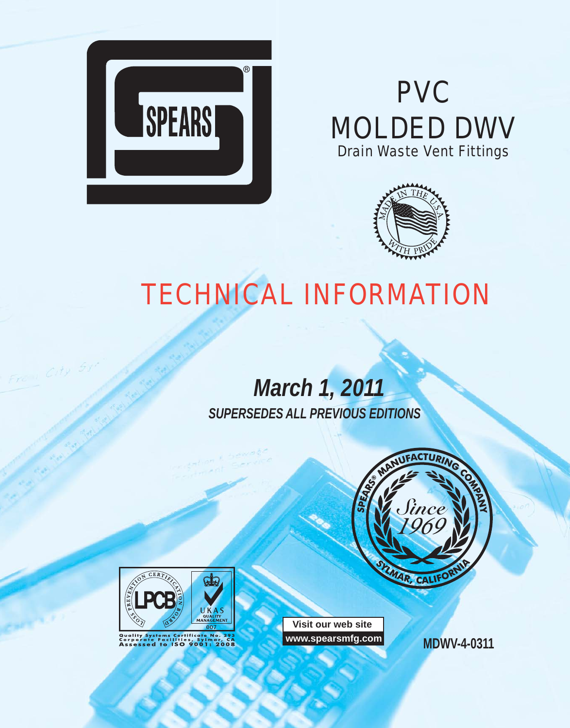SPEARS®

# PVC MOLDED DWV

## Drain Waste Vent Fittings

MADE IN THE U.S.A. WITH PRIDE

# TECHNICAL INFORMATION

***March 1, 2011***

***SUPERSEDES ALL PREVIOUS EDITIONS***

SPEARS® MANUFACTURING COMPANY Since 1969 SYLMAR, CALIFORNIA

LPCB LOSS PREVENTION CERTIFICATION BOARD 007

UKAS QUALITY MANAGEMENT 007

Quality Systems Certificate No. 293
Corporate Facilities, Sylmar, CA
Assessed to ISO 9001: 2008

Visit our web site
www.spearsmfg.com

MDWV-4-0311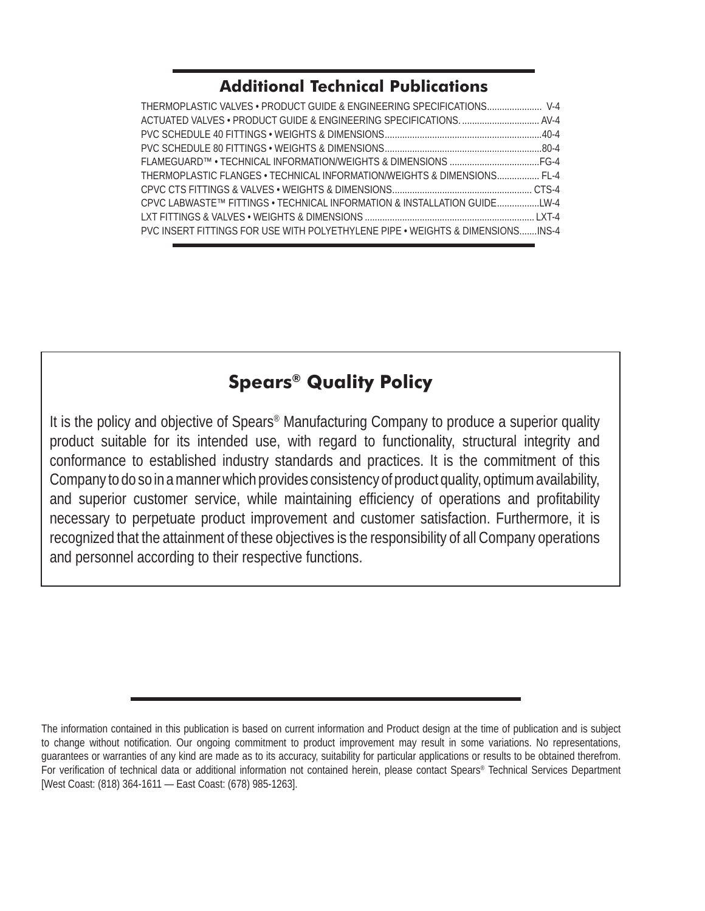## Additional Technical Publications

THERMOPLASTIC VALVES • PRODUCT GUIDE & ENGINEERING SPECIFICATIONS...................... V-4
ACTUATED VALVES • PRODUCT GUIDE & ENGINEERING SPECIFICATIONS. .............................. AV-4
PVC SCHEDULE 40 FITTINGS • WEIGHTS & DIMENSIONS..............................................................40-4
PVC SCHEDULE 80 FITTINGS • WEIGHTS & DIMENSIONS..............................................................80-4
FLAMEGUARD™ • TECHNICAL INFORMATION/WEIGHTS & DIMENSIONS ...................................FG-4
THERMOPLASTIC FLANGES • TECHNICAL INFORMATION/WEIGHTS & DIMENSIONS................. FL-4
CPVC CTS FITTINGS & VALVES • WEIGHTS & DIMENSIONS....................................................... CTS-4
CPVC LABWASTE™ FITTINGS • TECHNICAL INFORMATION & INSTALLATION GUIDE.................LW-4
LXT FITTINGS & VALVES • WEIGHTS & DIMENSIONS ................................................................... LXT-4
PVC INSERT FITTINGS FOR USE WITH POLYETHYLENE PIPE • WEIGHTS & DIMENSIONS.......INS-4

## Spears® Quality Policy

It is the policy and objective of Spears® Manufacturing Company to produce a superior quality product suitable for its intended use, with regard to functionality, structural integrity and conformance to established industry standards and practices. It is the commitment of this Company to do so in a manner which provides consistency of product quality, optimum availability, and superior customer service, while maintaining efficiency of operations and profitability necessary to perpetuate product improvement and customer satisfaction. Furthermore, it is recognized that the attainment of these objectives is the responsibility of all Company operations and personnel according to their respective functions.

The information contained in this publication is based on current information and Product design at the time of publication and is subject to change without notification. Our ongoing commitment to product improvement may result in some variations. No representations, guarantees or warranties of any kind are made as to its accuracy, suitability for particular applications or results to be obtained therefrom. For verification of technical data or additional information not contained herein, please contact Spears® Technical Services Department [West Coast: (818) 364-1611 — East Coast: (678) 985-1263].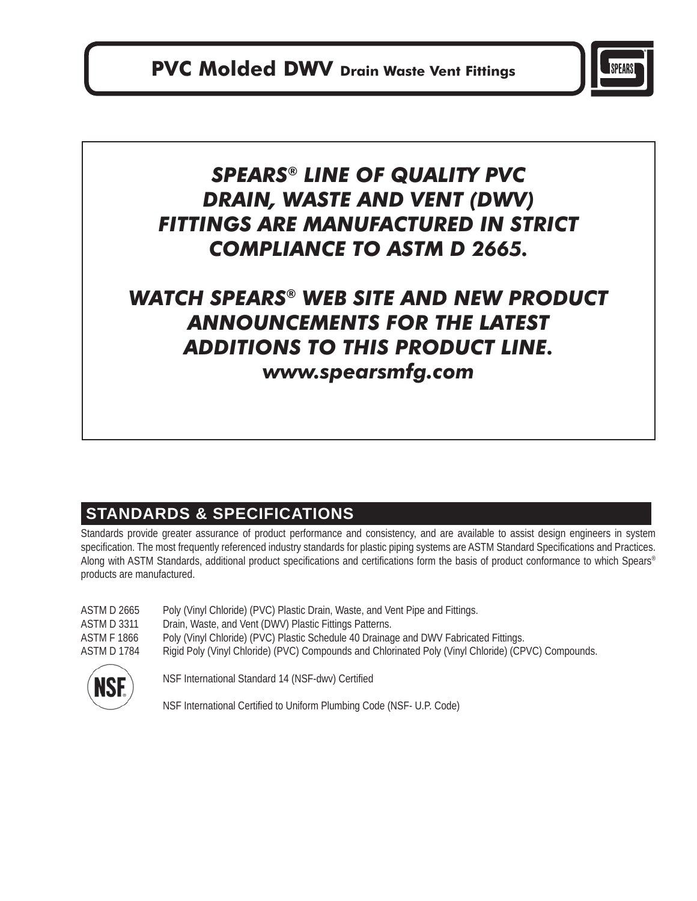# PVC Molded DWV Drain Waste Vent Fittings

***SPEARS® LINE OF QUALITY PVC DRAIN, WASTE AND VENT (DWV) FITTINGS ARE MANUFACTURED IN STRICT COMPLIANCE TO ASTM D 2665.***

***WATCH SPEARS® WEB SITE AND NEW PRODUCT ANNOUNCEMENTS FOR THE LATEST ADDITIONS TO THIS PRODUCT LINE.***

***www.spearsmfg.com***

## STANDARDS & SPECIFICATIONS

Standards provide greater assurance of product performance and consistency, and are available to assist design engineers in system specification. The most frequently referenced industry standards for plastic piping systems are ASTM Standard Specifications and Practices. Along with ASTM Standards, additional product specifications and certifications form the basis of product conformance to which Spears® products are manufactured.

| | |
|---|---|
| ASTM D 2665 | Poly (Vinyl Chloride) (PVC) Plastic Drain, Waste, and Vent Pipe and Fittings. |
| ASTM D 3311 | Drain, Waste, and Vent (DWV) Plastic Fittings Patterns. |
| ASTM F 1866 | Poly (Vinyl Chloride) (PVC) Plastic Schedule 40 Drainage and DWV Fabricated Fittings. |
| ASTM D 1784 | Rigid Poly (Vinyl Chloride) (PVC) Compounds and Chlorinated Poly (Vinyl Chloride) (CPVC) Compounds. |

NSF International Standard 14 (NSF-dwv) Certified

NSF International Certified to Uniform Plumbing Code (NSF- U.P. Code)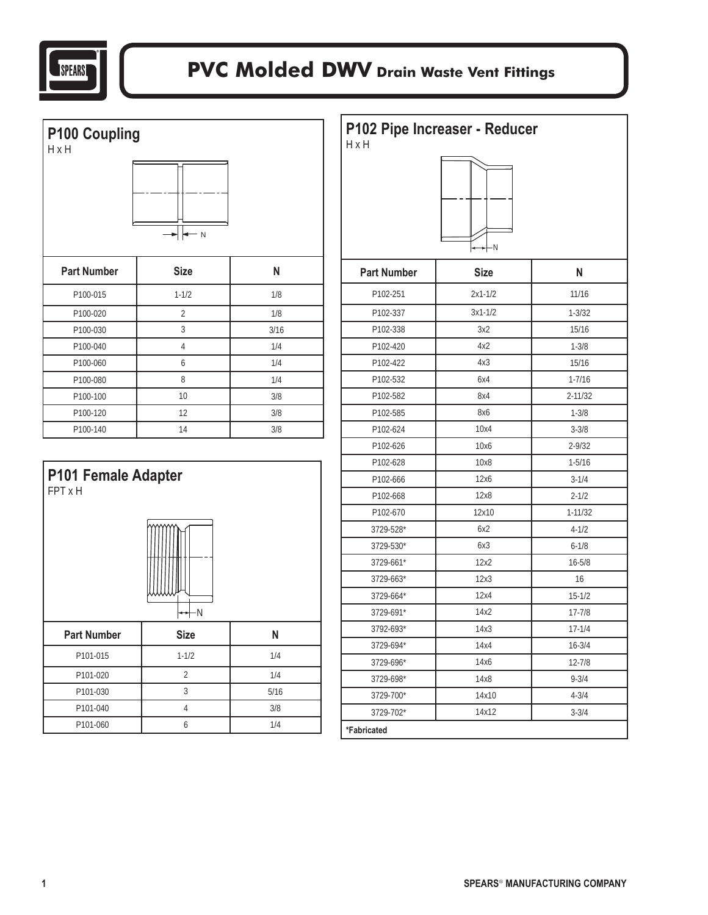# PVC Molded DWV Drain Waste Vent Fittings

## P100 Coupling

H x H

| Part Number | Size | N |
| --- | --- | --- |
| P100-015 | 1-1/2 | 1/8 |
| P100-020 | 2 | 1/8 |
| P100-030 | 3 | 3/16 |
| P100-040 | 4 | 1/4 |
| P100-060 | 6 | 1/4 |
| P100-080 | 8 | 1/4 |
| P100-100 | 10 | 3/8 |
| P100-120 | 12 | 3/8 |
| P100-140 | 14 | 3/8 |

## P101 Female Adapter

FPT x H

| Part Number | Size | N |
| --- | --- | --- |
| P101-015 | 1-1/2 | 1/4 |
| P101-020 | 2 | 1/4 |
| P101-030 | 3 | 5/16 |
| P101-040 | 4 | 3/8 |
| P101-060 | 6 | 1/4 |

## P102 Pipe Increaser - Reducer

H x H

| Part Number | Size | N |
| --- | --- | --- |
| P102-251 | 2x1-1/2 | 11/16 |
| P102-337 | 3x1-1/2 | 1-3/32 |
| P102-338 | 3x2 | 15/16 |
| P102-420 | 4x2 | 1-3/8 |
| P102-422 | 4x3 | 15/16 |
| P102-532 | 6x4 | 1-7/16 |
| P102-582 | 8x4 | 2-11/32 |
| P102-585 | 8x6 | 1-3/8 |
| P102-624 | 10x4 | 3-3/8 |
| P102-626 | 10x6 | 2-9/32 |
| P102-628 | 10x8 | 1-5/16 |
| P102-666 | 12x6 | 3-1/4 |
| P102-668 | 12x8 | 2-1/2 |
| P102-670 | 12x10 | 1-11/32 |
| 3729-528* | 6x2 | 4-1/2 |
| 3729-530* | 6x3 | 6-1/8 |
| 3729-661* | 12x2 | 16-5/8 |
| 3729-663* | 12x3 | 16 |
| 3729-664* | 12x4 | 15-1/2 |
| 3729-691* | 14x2 | 17-7/8 |
| 3792-693* | 14x3 | 17-1/4 |
| 3729-694* | 14x4 | 16-3/4 |
| 3729-696* | 14x6 | 12-7/8 |
| 3729-698* | 14x8 | 9-3/4 |
| 3729-700* | 14x10 | 4-3/4 |
| 3729-702* | 14x12 | 3-3/4 |

**\*Fabricated**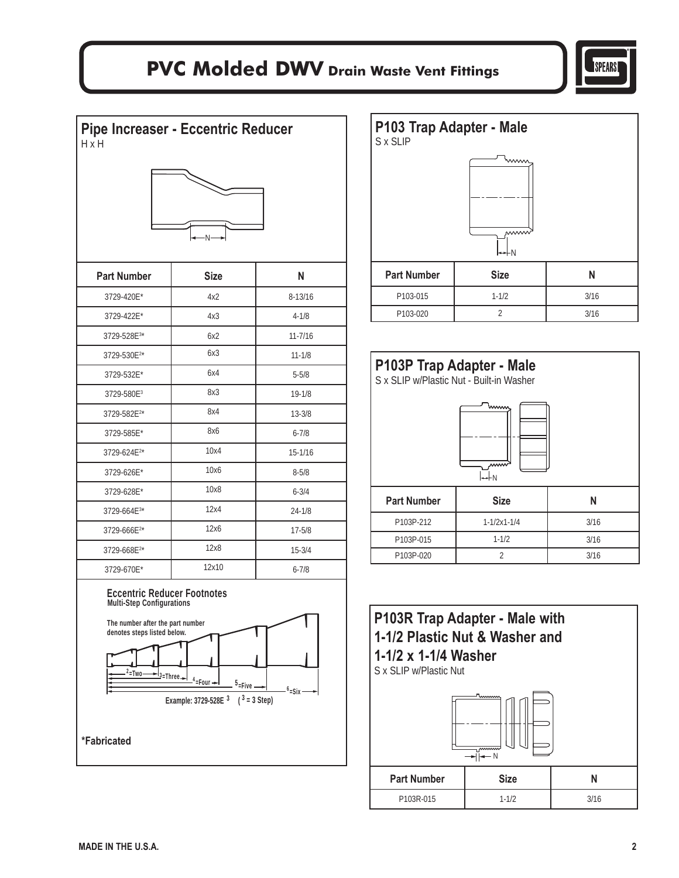# PVC Molded DWV Drain Waste Vent Fittings

## Pipe Increaser - Eccentric Reducer

H x H

| Part Number | Size | N |
|---|---|---|
| 3729-420E* | 4x2 | 8-13/16 |
| 3729-422E* | 4x3 | 4-1/8 |
| 3729-528E[3]* | 6x2 | 11-7/16 |
| 3729-530E[2]* | 6x3 | 11-1/8 |
| 3729-532E* | 6x4 | 5-5/8 |
| 3729-580E[3] | 8x3 | 19-1/8 |
| 3729-582E[2]* | 8x4 | 13-3/8 |
| 3729-585E* | 8x6 | 6-7/8 |
| 3729-624E[2]* | 10x4 | 15-1/16 |
| 3729-626E* | 10x6 | 8-5/8 |
| 3729-628E* | 10x8 | 6-3/4 |
| 3729-664E[3]* | 12x4 | 24-1/8 |
| 3729-666E[2]* | 12x6 | 17-5/8 |
| 3729-668E[2]* | 12x8 | 15-3/4 |
| 3729-670E* | 12x10 | 6-7/8 |

### Eccentric Reducer Footnotes

**Multi-Step Configurations**

**The number after the part number denotes steps listed below.**

2=Two, 3=Three, 4=Four, 5=Five, 6=Six

**Example: 3729-528E 3 (3 = 3 Step)**

**\*Fabricated**

## P103 Trap Adapter - Male

S x SLIP

| Part Number | Size | N |
|---|---|---|
| P103-015 | 1-1/2 | 3/16 |
| P103-020 | 2 | 3/16 |

## P103P Trap Adapter - Male

S x SLIP w/Plastic Nut - Built-in Washer

| Part Number | Size | N |
|---|---|---|
| P103P-212 | 1-1/2x1-1/4 | 3/16 |
| P103P-015 | 1-1/2 | 3/16 |
| P103P-020 | 2 | 3/16 |

## P103R Trap Adapter - Male with 1-1/2 Plastic Nut & Washer and 1-1/2 x 1-1/4 Washer

S x SLIP w/Plastic Nut

| Part Number | Size | N |
|---|---|---|
| P103R-015 | 1-1/2 | 3/16 |

**MADE IN THE U.S.A.**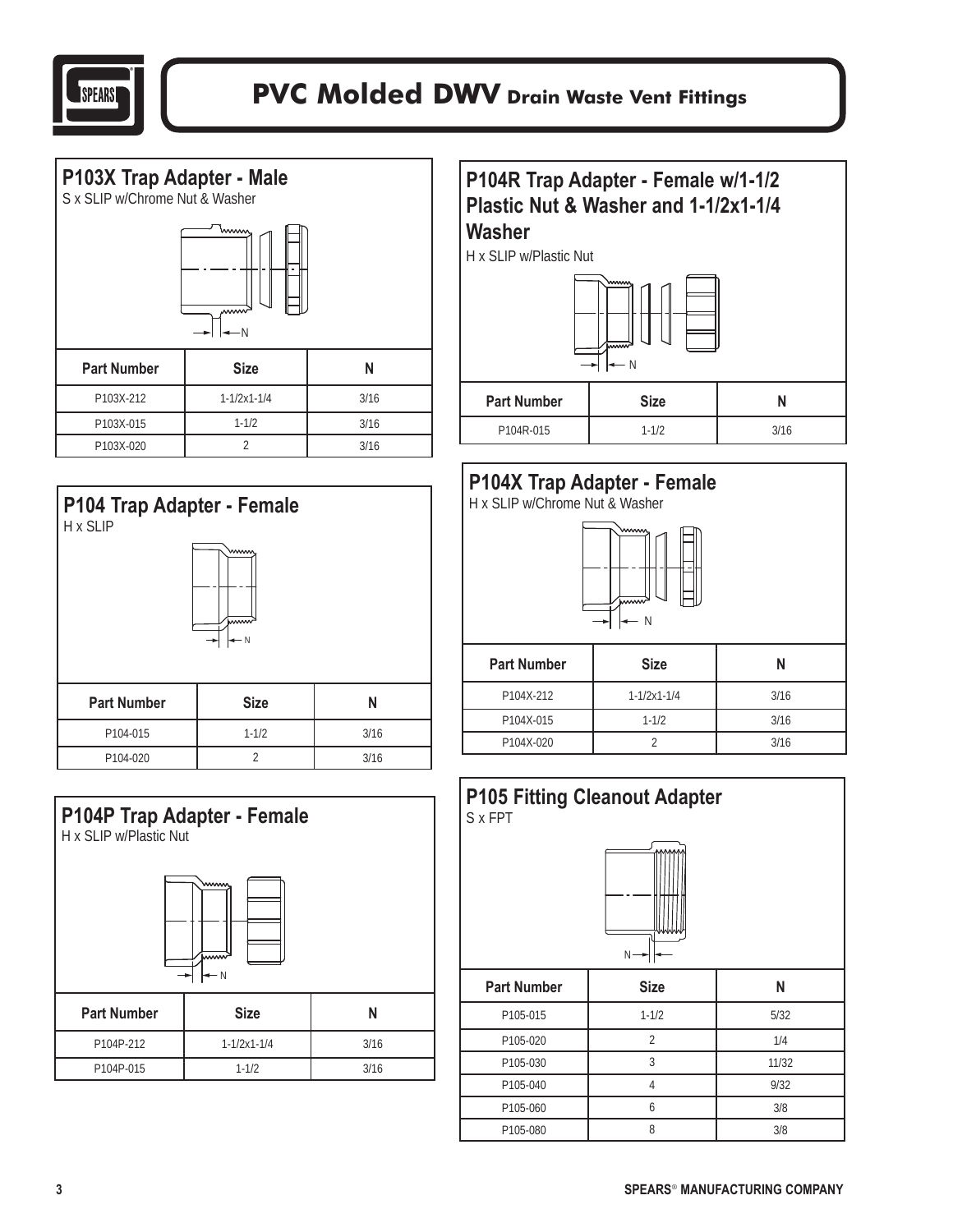# PVC Molded DWV Drain Waste Vent Fittings

## P103X Trap Adapter - Male

S x SLIP w/Chrome Nut & Washer

| Part Number | Size | N |
|---|---|---|
| P103X-212 | 1-1/2x1-1/4 | 3/16 |
| P103X-015 | 1-1/2 | 3/16 |
| P103X-020 | 2 | 3/16 |

## P104 Trap Adapter - Female

H x SLIP

| Part Number | Size | N |
|---|---|---|
| P104-015 | 1-1/2 | 3/16 |
| P104-020 | 2 | 3/16 |

## P104P Trap Adapter - Female

H x SLIP w/Plastic Nut

| Part Number | Size | N |
|---|---|---|
| P104P-212 | 1-1/2x1-1/4 | 3/16 |
| P104P-015 | 1-1/2 | 3/16 |

## P104R Trap Adapter - Female w/1-1/2 Plastic Nut & Washer and 1-1/2x1-1/4 Washer

H x SLIP w/Plastic Nut

| Part Number | Size | N |
|---|---|---|
| P104R-015 | 1-1/2 | 3/16 |

## P104X Trap Adapter - Female

H x SLIP w/Chrome Nut & Washer

| Part Number | Size | N |
|---|---|---|
| P104X-212 | 1-1/2x1-1/4 | 3/16 |
| P104X-015 | 1-1/2 | 3/16 |
| P104X-020 | 2 | 3/16 |

## P105 Fitting Cleanout Adapter

S x FPT

| Part Number | Size | N |
|---|---|---|
| P105-015 | 1-1/2 | 5/32 |
| P105-020 | 2 | 1/4 |
| P105-030 | 3 | 11/32 |
| P105-040 | 4 | 9/32 |
| P105-060 | 6 | 3/8 |
| P105-080 | 8 | 3/8 |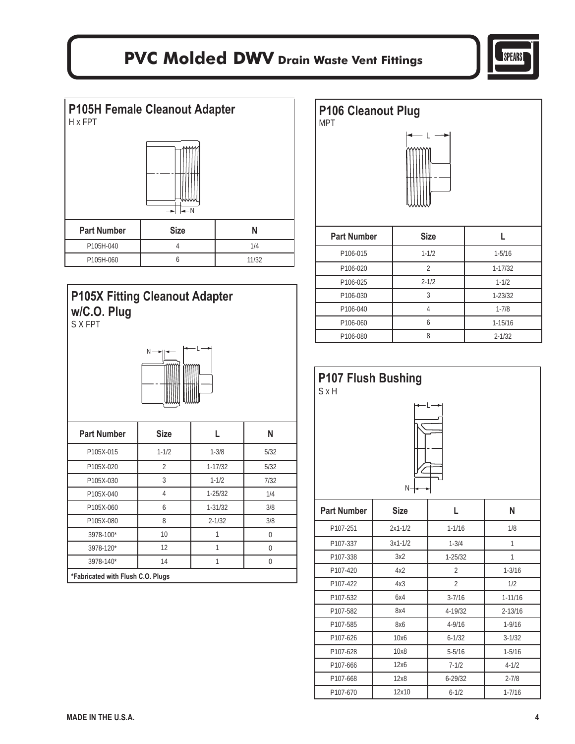# PVC Molded DWV Drain Waste Vent Fittings

## P105H Female Cleanout Adapter

H x FPT

| Part Number | Size | N |
|---|---|---|
| P105H-040 | 4 | 1/4 |
| P105H-060 | 6 | 11/32 |

## P105X Fitting Cleanout Adapter w/C.O. Plug

S X FPT

| Part Number | Size | L | N |
|---|---|---|---|
| P105X-015 | 1-1/2 | 1-3/8 | 5/32 |
| P105X-020 | 2 | 1-17/32 | 5/32 |
| P105X-030 | 3 | 1-1/2 | 7/32 |
| P105X-040 | 4 | 1-25/32 | 1/4 |
| P105X-060 | 6 | 1-31/32 | 3/8 |
| P105X-080 | 8 | 2-1/32 | 3/8 |
| 3978-100* | 10 | 1 | 0 |
| 3978-120* | 12 | 1 | 0 |
| 3978-140* | 14 | 1 | 0 |

**\*Fabricated with Flush C.O. Plugs**

## P106 Cleanout Plug

MPT

| Part Number | Size | L |
|---|---|---|
| P106-015 | 1-1/2 | 1-5/16 |
| P106-020 | 2 | 1-17/32 |
| P106-025 | 2-1/2 | 1-1/2 |
| P106-030 | 3 | 1-23/32 |
| P106-040 | 4 | 1-7/8 |
| P106-060 | 6 | 1-15/16 |
| P106-080 | 8 | 2-1/32 |

## P107 Flush Bushing

S x H

| Part Number | Size | L | N |
|---|---|---|---|
| P107-251 | 2x1-1/2 | 1-1/16 | 1/8 |
| P107-337 | 3x1-1/2 | 1-3/4 | 1 |
| P107-338 | 3x2 | 1-25/32 | 1 |
| P107-420 | 4x2 | 2 | 1-3/16 |
| P107-422 | 4x3 | 2 | 1/2 |
| P107-532 | 6x4 | 3-7/16 | 1-11/16 |
| P107-582 | 8x4 | 4-19/32 | 2-13/16 |
| P107-585 | 8x6 | 4-9/16 | 1-9/16 |
| P107-626 | 10x6 | 6-1/32 | 3-1/32 |
| P107-628 | 10x8 | 5-5/16 | 1-5/16 |
| P107-666 | 12x6 | 7-1/2 | 4-1/2 |
| P107-668 | 12x8 | 6-29/32 | 2-7/8 |
| P107-670 | 12x10 | 6-1/2 | 1-7/16 |

MADE IN THE U.S.A.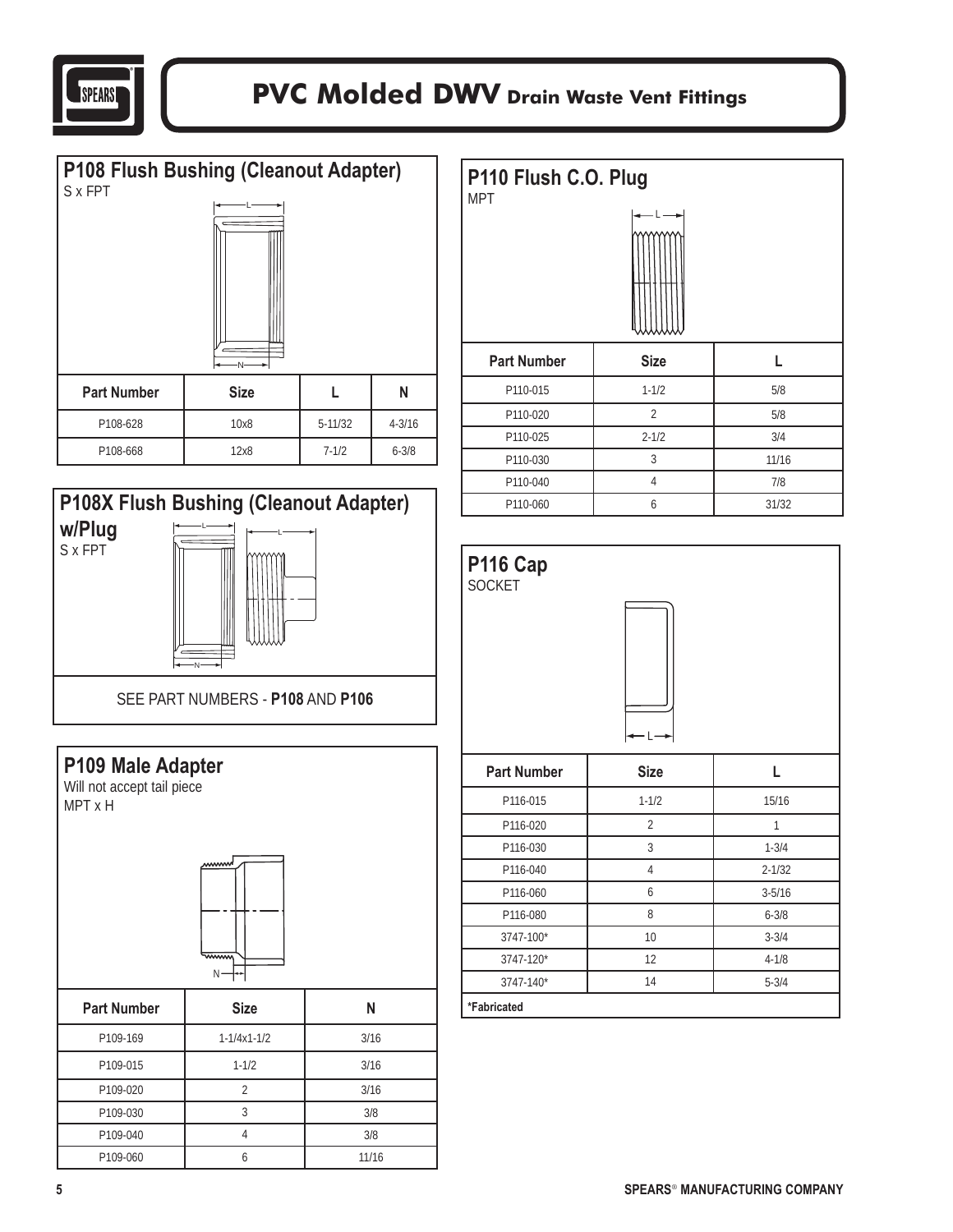# PVC Molded DWV Drain Waste Vent Fittings

## P108 Flush Bushing (Cleanout Adapter)

S x FPT

| Part Number | Size | L | N |
|---|---|---|---|
| P108-628 | 10x8 | 5-11/32 | 4-3/16 |
| P108-668 | 12x8 | 7-1/2 | 6-3/8 |

## P108X Flush Bushing (Cleanout Adapter) w/Plug

S x FPT

SEE PART NUMBERS - **P108** AND **P106**

## P109 Male Adapter

Will not accept tail piece

MPT x H

| Part Number | Size | N |
|---|---|---|
| P109-169 | 1-1/4x1-1/2 | 3/16 |
| P109-015 | 1-1/2 | 3/16 |
| P109-020 | 2 | 3/16 |
| P109-030 | 3 | 3/8 |
| P109-040 | 4 | 3/8 |
| P109-060 | 6 | 11/16 |

## P110 Flush C.O. Plug

MPT

| Part Number | Size | L |
|---|---|---|
| P110-015 | 1-1/2 | 5/8 |
| P110-020 | 2 | 5/8 |
| P110-025 | 2-1/2 | 3/4 |
| P110-030 | 3 | 11/16 |
| P110-040 | 4 | 7/8 |
| P110-060 | 6 | 31/32 |

## P116 Cap

SOCKET

| Part Number | Size | L |
|---|---|---|
| P116-015 | 1-1/2 | 15/16 |
| P116-020 | 2 | 1 |
| P116-030 | 3 | 1-3/4 |
| P116-040 | 4 | 2-1/32 |
| P116-060 | 6 | 3-5/16 |
| P116-080 | 8 | 6-3/8 |
| 3747-100* | 10 | 3-3/4 |
| 3747-120* | 12 | 4-1/8 |
| 3747-140* | 14 | 5-3/4 |

***Fabricated**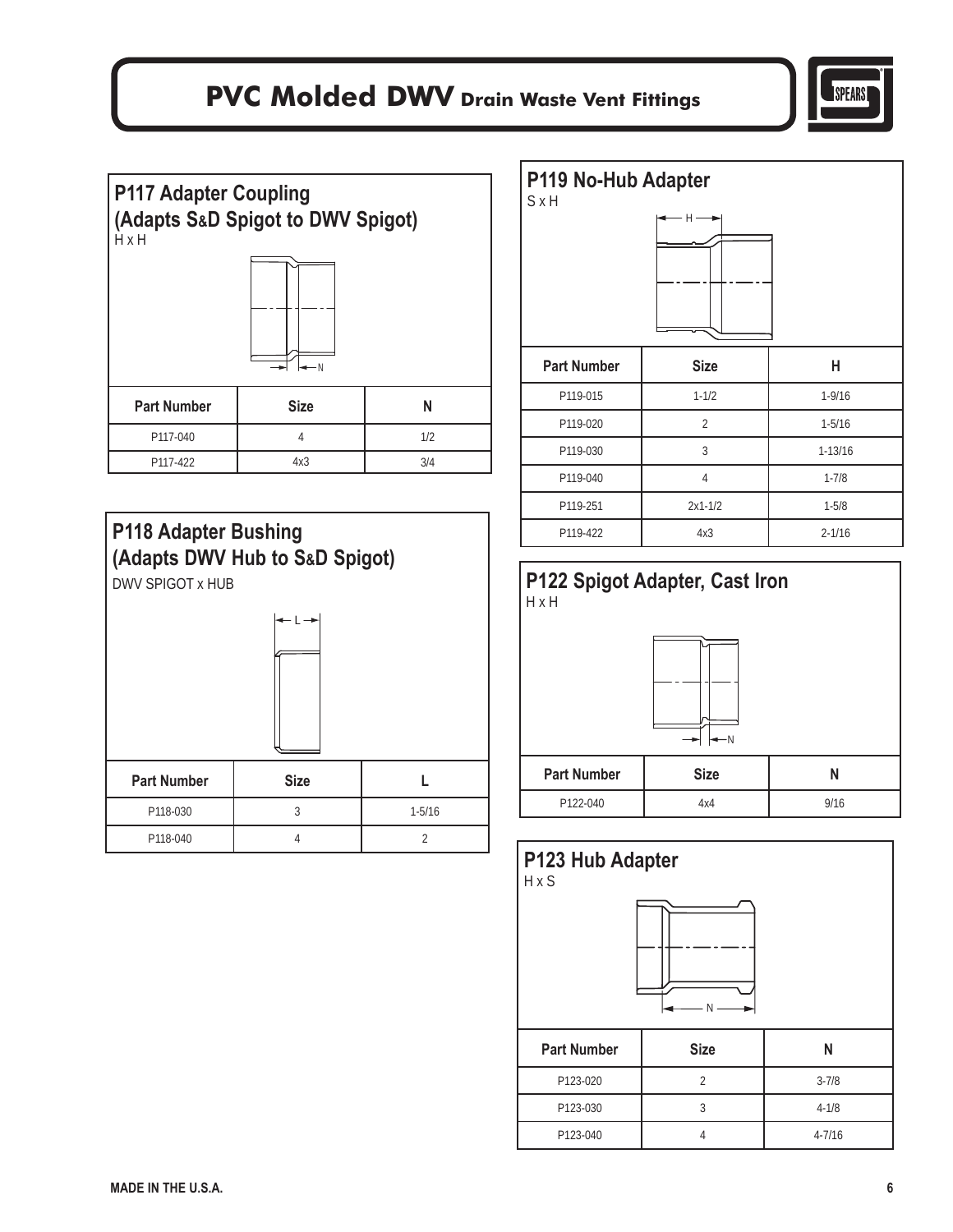# PVC Molded DWV Drain Waste Vent Fittings

## P117 Adapter Coupling (Adapts S&D Spigot to DWV Spigot)

H x H

| Part Number | Size | N |
| --- | --- | --- |
| P117-040 | 4 | 1/2 |
| P117-422 | 4x3 | 3/4 |

## P118 Adapter Bushing (Adapts DWV Hub to S&D Spigot)

DWV SPIGOT x HUB

| Part Number | Size | L |
| --- | --- | --- |
| P118-030 | 3 | 1-5/16 |
| P118-040 | 4 | 2 |

## P119 No-Hub Adapter

S x H

| Part Number | Size | H |
| --- | --- | --- |
| P119-015 | 1-1/2 | 1-9/16 |
| P119-020 | 2 | 1-5/16 |
| P119-030 | 3 | 1-13/16 |
| P119-040 | 4 | 1-7/8 |
| P119-251 | 2x1-1/2 | 1-5/8 |
| P119-422 | 4x3 | 2-1/16 |

## P122 Spigot Adapter, Cast Iron

H x H

| Part Number | Size | N |
| --- | --- | --- |
| P122-040 | 4x4 | 9/16 |

## P123 Hub Adapter

H x S

| Part Number | Size | N |
| --- | --- | --- |
| P123-020 | 2 | 3-7/8 |
| P123-030 | 3 | 4-1/8 |
| P123-040 | 4 | 4-7/16 |

MADE IN THE U.S.A.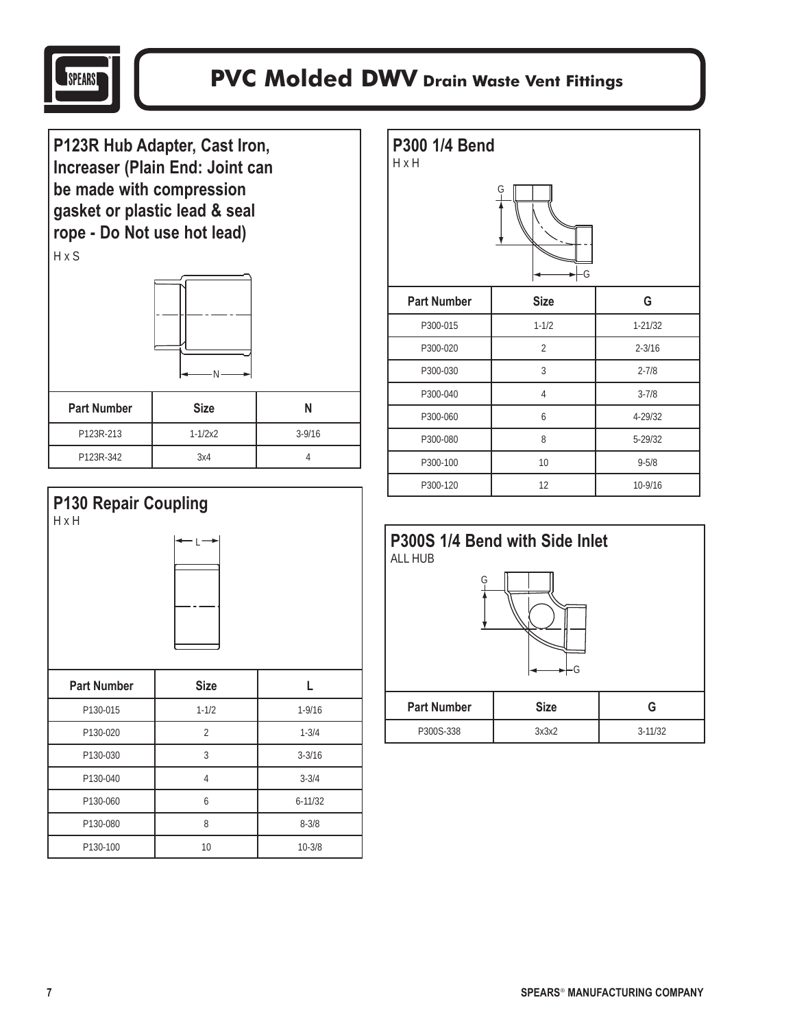# PVC Molded DWV Drain Waste Vent Fittings

## P123R Hub Adapter, Cast Iron, Increaser (Plain End: Joint can be made with compression gasket or plastic lead & seal rope - Do Not use hot lead)

H x S

| Part Number | Size | N |
|---|---|---|
| P123R-213 | 1-1/2x2 | 3-9/16 |
| P123R-342 | 3x4 | 4 |

## P130 Repair Coupling

H x H

| Part Number | Size | L |
|---|---|---|
| P130-015 | 1-1/2 | 1-9/16 |
| P130-020 | 2 | 1-3/4 |
| P130-030 | 3 | 3-3/16 |
| P130-040 | 4 | 3-3/4 |
| P130-060 | 6 | 6-11/32 |
| P130-080 | 8 | 8-3/8 |
| P130-100 | 10 | 10-3/8 |

## P300 1/4 Bend

H x H

| Part Number | Size | G |
|---|---|---|
| P300-015 | 1-1/2 | 1-21/32 |
| P300-020 | 2 | 2-3/16 |
| P300-030 | 3 | 2-7/8 |
| P300-040 | 4 | 3-7/8 |
| P300-060 | 6 | 4-29/32 |
| P300-080 | 8 | 5-29/32 |
| P300-100 | 10 | 9-5/8 |
| P300-120 | 12 | 10-9/16 |

## P300S 1/4 Bend with Side Inlet

ALL HUB

| Part Number | Size | G |
|---|---|---|
| P300S-338 | 3x3x2 | 3-11/32 |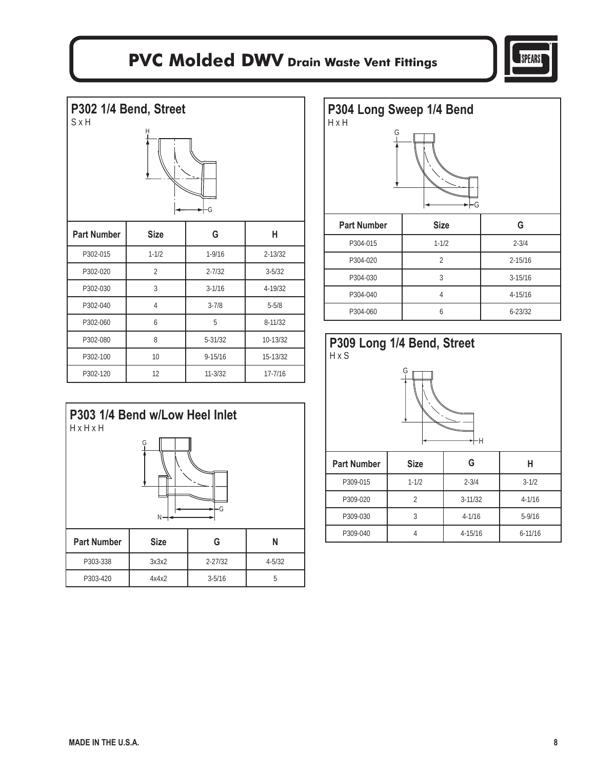# PVC Molded DWV Drain Waste Vent Fittings

## P302 1/4 Bend, Street

S x H

| Part Number | Size | G | H |
|---|---|---|---|
| P302-015 | 1-1/2 | 1-9/16 | 2-13/32 |
| P302-020 | 2 | 2-7/32 | 3-5/32 |
| P302-030 | 3 | 3-1/16 | 4-19/32 |
| P302-040 | 4 | 3-7/8 | 5-5/8 |
| P302-060 | 6 | 5 | 8-11/32 |
| P302-080 | 8 | 5-31/32 | 10-13/32 |
| P302-100 | 10 | 9-15/16 | 15-13/32 |
| P302-120 | 12 | 11-3/32 | 17-7/16 |

## P303 1/4 Bend w/Low Heel Inlet

H x H x H

| Part Number | Size | G | N |
|---|---|---|---|
| P303-338 | 3x3x2 | 2-27/32 | 4-5/32 |
| P303-420 | 4x4x2 | 3-5/16 | 5 |

## P304 Long Sweep 1/4 Bend

H x H

| Part Number | Size | G |
|---|---|---|
| P304-015 | 1-1/2 | 2-3/4 |
| P304-020 | 2 | 2-15/16 |
| P304-030 | 3 | 3-15/16 |
| P304-040 | 4 | 4-15/16 |
| P304-060 | 6 | 6-23/32 |

## P309 Long 1/4 Bend, Street

H x S

| Part Number | Size | G | H |
|---|---|---|---|
| P309-015 | 1-1/2 | 2-3/4 | 3-1/2 |
| P309-020 | 2 | 3-11/32 | 4-1/16 |
| P309-030 | 3 | 4-1/16 | 5-9/16 |
| P309-040 | 4 | 4-15/16 | 6-11/16 |

**MADE IN THE U.S.A.**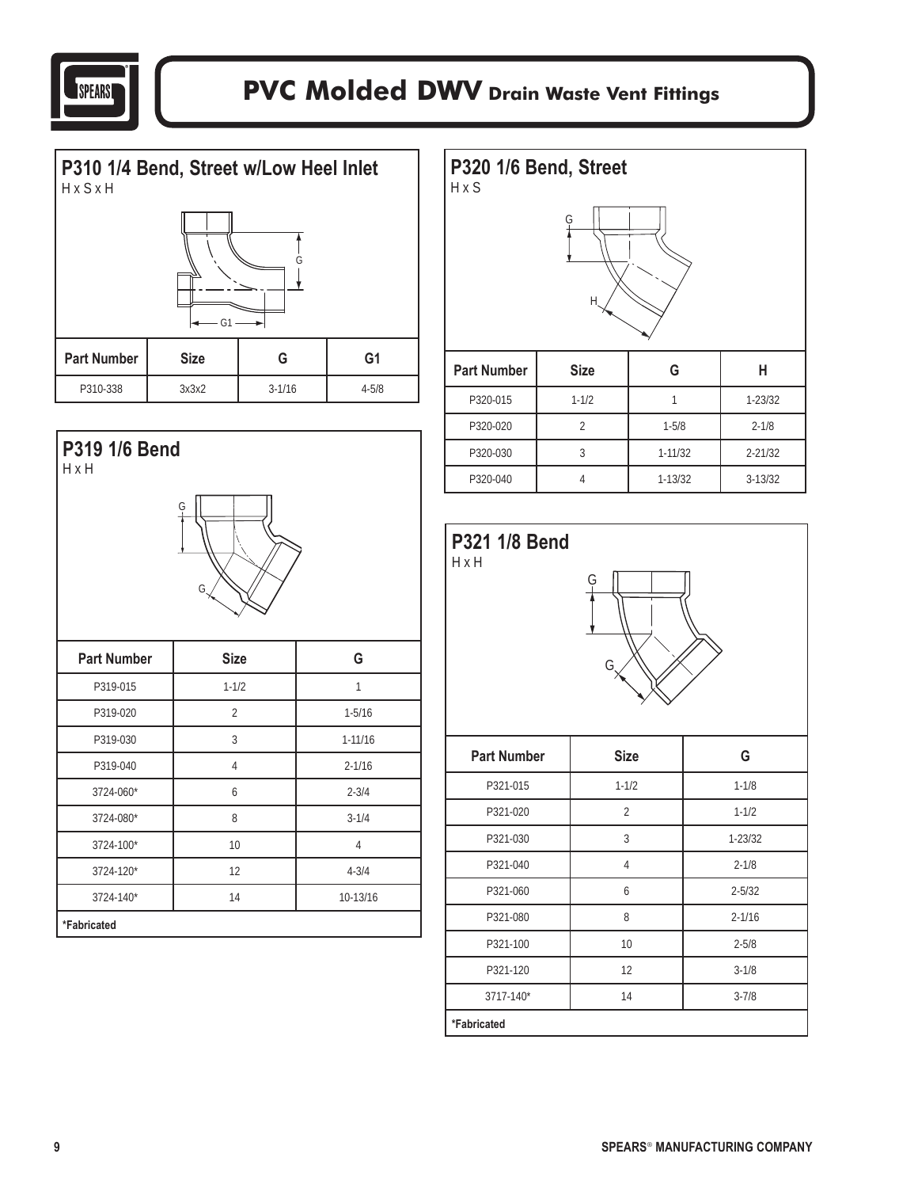# PVC Molded DWV Drain Waste Vent Fittings

## P310 1/4 Bend, Street w/Low Heel Inlet

H x S x H

| Part Number | Size | G | G1 |
|---|---|---|---|
| P310-338 | 3x3x2 | 3-1/16 | 4-5/8 |

## P320 1/6 Bend, Street

H x S

| Part Number | Size | G | H |
|---|---|---|---|
| P320-015 | 1-1/2 | 1 | 1-23/32 |
| P320-020 | 2 | 1-5/8 | 2-1/8 |
| P320-030 | 3 | 1-11/32 | 2-21/32 |
| P320-040 | 4 | 1-13/32 | 3-13/32 |

## P319 1/6 Bend

H x H

| Part Number | Size | G |
|---|---|---|
| P319-015 | 1-1/2 | 1 |
| P319-020 | 2 | 1-5/16 |
| P319-030 | 3 | 1-11/16 |
| P319-040 | 4 | 2-1/16 |
| 3724-060* | 6 | 2-3/4 |
| 3724-080* | 8 | 3-1/4 |
| 3724-100* | 10 | 4 |
| 3724-120* | 12 | 4-3/4 |
| 3724-140* | 14 | 10-13/16 |

**\*Fabricated**

## P321 1/8 Bend

H x H

| Part Number | Size | G |
|---|---|---|
| P321-015 | 1-1/2 | 1-1/8 |
| P321-020 | 2 | 1-1/2 |
| P321-030 | 3 | 1-23/32 |
| P321-040 | 4 | 2-1/8 |
| P321-060 | 6 | 2-5/32 |
| P321-080 | 8 | 2-1/16 |
| P321-100 | 10 | 2-5/8 |
| P321-120 | 12 | 3-1/8 |
| 3717-140* | 14 | 3-7/8 |

**\*Fabricated**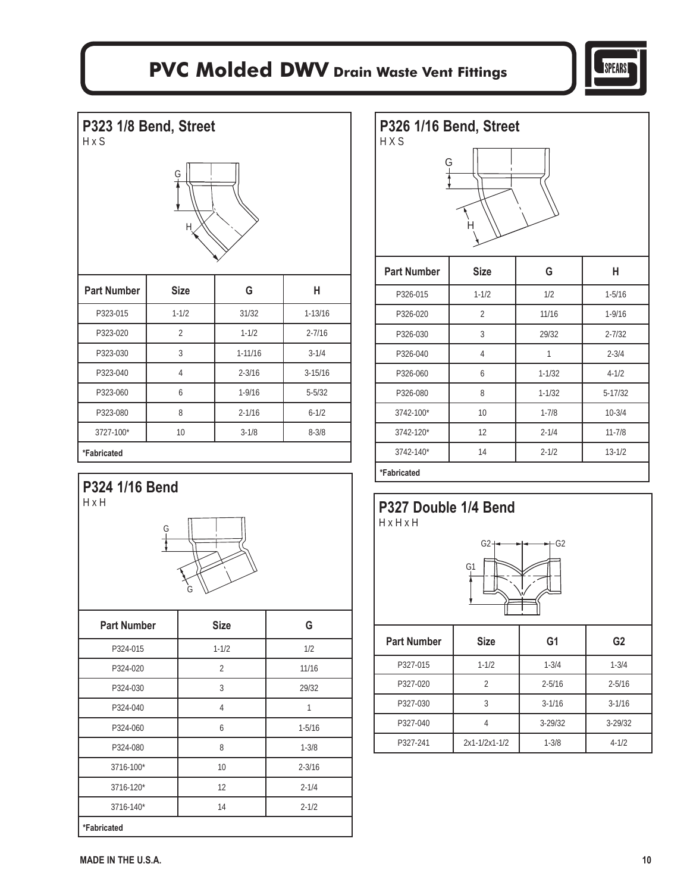# PVC Molded DWV Drain Waste Vent Fittings

## P323 1/8 Bend, Street

H x S

| Part Number | Size | G | H |
|---|---|---|---|
| P323-015 | 1-1/2 | 31/32 | 1-13/16 |
| P323-020 | 2 | 1-1/2 | 2-7/16 |
| P323-030 | 3 | 1-11/16 | 3-1/4 |
| P323-040 | 4 | 2-3/16 | 3-15/16 |
| P323-060 | 6 | 1-9/16 | 5-5/32 |
| P323-080 | 8 | 2-1/16 | 6-1/2 |
| 3727-100* | 10 | 3-1/8 | 8-3/8 |

**\*Fabricated**

## P324 1/16 Bend

H x H

| Part Number | Size | G |
|---|---|---|
| P324-015 | 1-1/2 | 1/2 |
| P324-020 | 2 | 11/16 |
| P324-030 | 3 | 29/32 |
| P324-040 | 4 | 1 |
| P324-060 | 6 | 1-5/16 |
| P324-080 | 8 | 1-3/8 |
| 3716-100* | 10 | 2-3/16 |
| 3716-120* | 12 | 2-1/4 |
| 3716-140* | 14 | 2-1/2 |

**\*Fabricated**

## P326 1/16 Bend, Street

H X S

| Part Number | Size | G | H |
|---|---|---|---|
| P326-015 | 1-1/2 | 1/2 | 1-5/16 |
| P326-020 | 2 | 11/16 | 1-9/16 |
| P326-030 | 3 | 29/32 | 2-7/32 |
| P326-040 | 4 | 1 | 2-3/4 |
| P326-060 | 6 | 1-1/32 | 4-1/2 |
| P326-080 | 8 | 1-1/32 | 5-17/32 |
| 3742-100* | 10 | 1-7/8 | 10-3/4 |
| 3742-120* | 12 | 2-1/4 | 11-7/8 |
| 3742-140* | 14 | 2-1/2 | 13-1/2 |

**\*Fabricated**

## P327 Double 1/4 Bend

H x H x H

| Part Number | Size | G1 | G2 |
|---|---|---|---|
| P327-015 | 1-1/2 | 1-3/4 | 1-3/4 |
| P327-020 | 2 | 2-5/16 | 2-5/16 |
| P327-030 | 3 | 3-1/16 | 3-1/16 |
| P327-040 | 4 | 3-29/32 | 3-29/32 |
| P327-241 | 2x1-1/2x1-1/2 | 1-3/8 | 4-1/2 |

**MADE IN THE U.S.A.**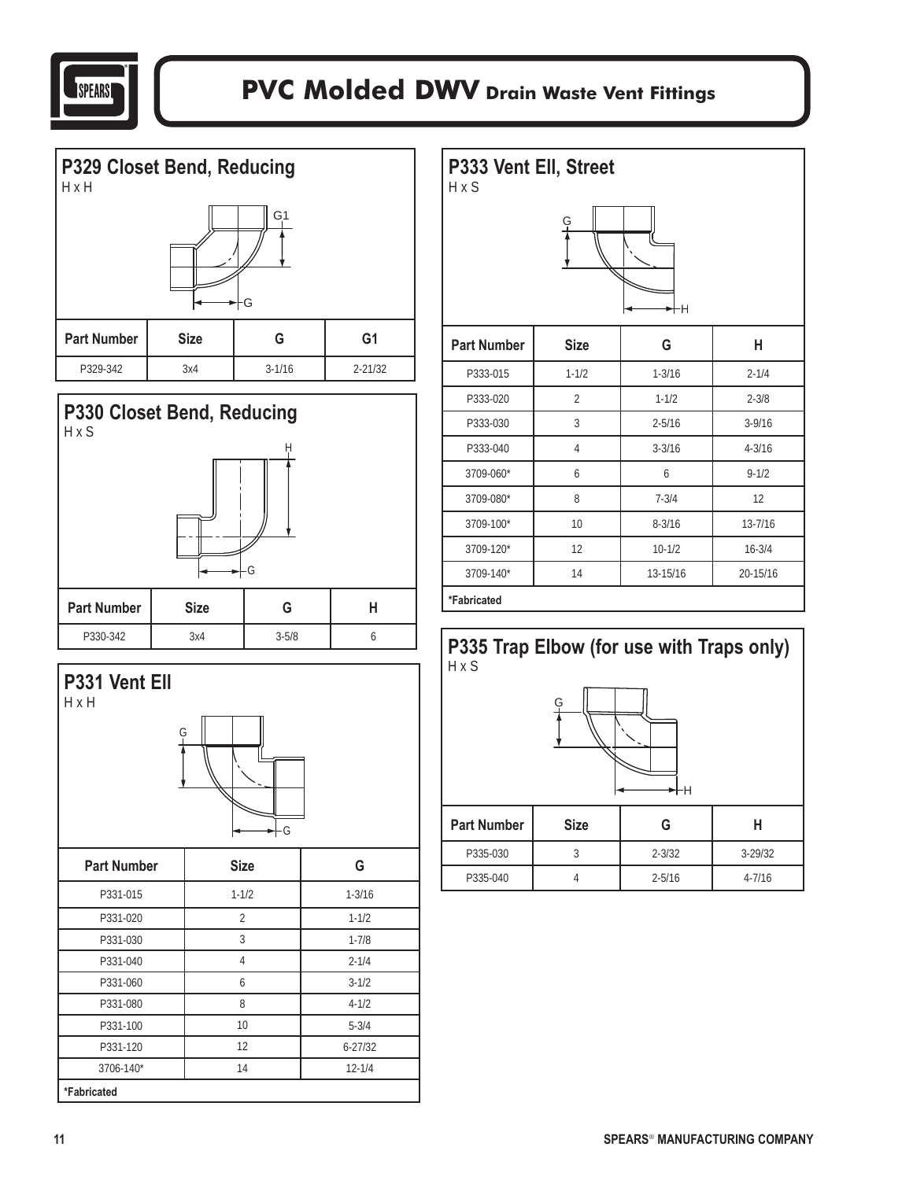# PVC Molded DWV Drain Waste Vent Fittings

## P329 Closet Bend, Reducing

H x H

| Part Number | Size | G | G1 |
|---|---|---|---|
| P329-342 | 3x4 | 3-1/16 | 2-21/32 |

## P330 Closet Bend, Reducing

H x S

| Part Number | Size | G | H |
|---|---|---|---|
| P330-342 | 3x4 | 3-5/8 | 6 |

## P331 Vent Ell

H x H

| Part Number | Size | G |
|---|---|---|
| P331-015 | 1-1/2 | 1-3/16 |
| P331-020 | 2 | 1-1/2 |
| P331-030 | 3 | 1-7/8 |
| P331-040 | 4 | 2-1/4 |
| P331-060 | 6 | 3-1/2 |
| P331-080 | 8 | 4-1/2 |
| P331-100 | 10 | 5-3/4 |
| P331-120 | 12 | 6-27/32 |
| 3706-140* | 14 | 12-1/4 |

**\*Fabricated**

## P333 Vent Ell, Street

H x S

| Part Number | Size | G | H |
|---|---|---|---|
| P333-015 | 1-1/2 | 1-3/16 | 2-1/4 |
| P333-020 | 2 | 1-1/2 | 2-3/8 |
| P333-030 | 3 | 2-5/16 | 3-9/16 |
| P333-040 | 4 | 3-3/16 | 4-3/16 |
| 3709-060* | 6 | 6 | 9-1/2 |
| 3709-080* | 8 | 7-3/4 | 12 |
| 3709-100* | 10 | 8-3/16 | 13-7/16 |
| 3709-120* | 12 | 10-1/2 | 16-3/4 |
| 3709-140* | 14 | 13-15/16 | 20-15/16 |

**\*Fabricated**

## P335 Trap Elbow (for use with Traps only)

H x S

| Part Number | Size | G | H |
|---|---|---|---|
| P335-030 | 3 | 2-3/32 | 3-29/32 |
| P335-040 | 4 | 2-5/16 | 4-7/16 |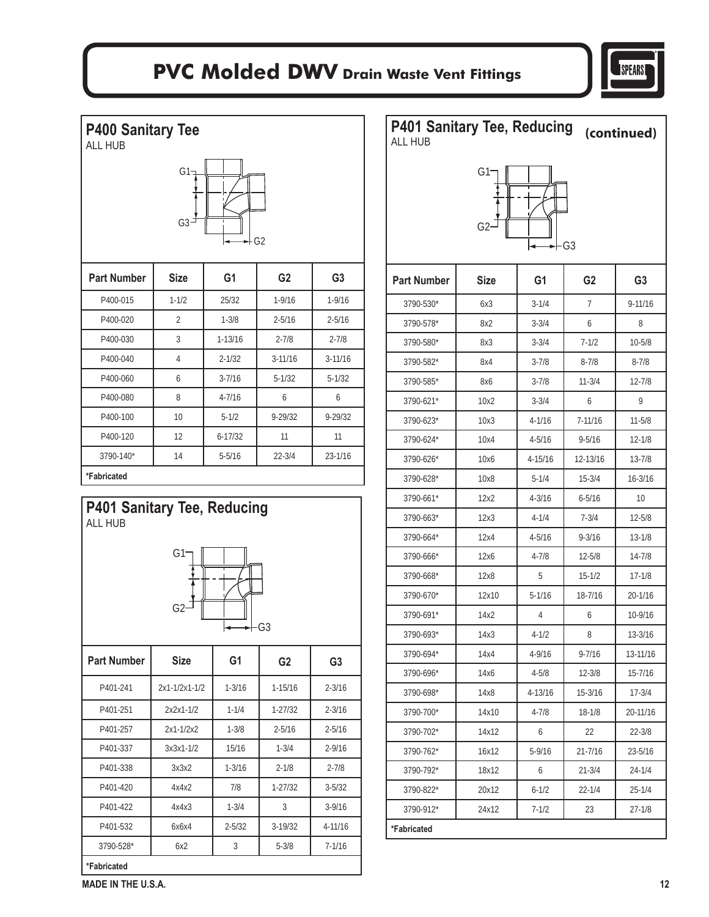# PVC Molded DWV Drain Waste Vent Fittings

## P400 Sanitary Tee

ALL HUB

| Part Number | Size | G1 | G2 | G3 |
|---|---|---|---|---|
| P400-015 | 1-1/2 | 25/32 | 1-9/16 | 1-9/16 |
| P400-020 | 2 | 1-3/8 | 2-5/16 | 2-5/16 |
| P400-030 | 3 | 1-13/16 | 2-7/8 | 2-7/8 |
| P400-040 | 4 | 2-1/32 | 3-11/16 | 3-11/16 |
| P400-060 | 6 | 3-7/16 | 5-1/32 | 5-1/32 |
| P400-080 | 8 | 4-7/16 | 6 | 6 |
| P400-100 | 10 | 5-1/2 | 9-29/32 | 9-29/32 |
| P400-120 | 12 | 6-17/32 | 11 | 11 |
| 3790-140* | 14 | 5-5/16 | 22-3/4 | 23-1/16 |

*Fabricated

## P401 Sanitary Tee, Reducing

ALL HUB

| Part Number | Size | G1 | G2 | G3 |
|---|---|---|---|---|
| P401-241 | 2x1-1/2x1-1/2 | 1-3/16 | 1-15/16 | 2-3/16 |
| P401-251 | 2x2x1-1/2 | 1-1/4 | 1-27/32 | 2-3/16 |
| P401-257 | 2x1-1/2x2 | 1-3/8 | 2-5/16 | 2-5/16 |
| P401-337 | 3x3x1-1/2 | 15/16 | 1-3/4 | 2-9/16 |
| P401-338 | 3x3x2 | 1-3/16 | 2-1/8 | 2-7/8 |
| P401-420 | 4x4x2 | 7/8 | 1-27/32 | 3-5/32 |
| P401-422 | 4x4x3 | 1-3/4 | 3 | 3-9/16 |
| P401-532 | 6x6x4 | 2-5/32 | 3-19/32 | 4-11/16 |
| 3790-528* | 6x2 | 3 | 5-3/8 | 7-1/16 |

*Fabricated

## P401 Sanitary Tee, Reducing (continued)

ALL HUB

| Part Number | Size | G1 | G2 | G3 |
|---|---|---|---|---|
| 3790-530* | 6x3 | 3-1/4 | 7 | 9-11/16 |
| 3790-578* | 8x2 | 3-3/4 | 6 | 8 |
| 3790-580* | 8x3 | 3-3/4 | 7-1/2 | 10-5/8 |
| 3790-582* | 8x4 | 3-7/8 | 8-7/8 | 8-7/8 |
| 3790-585* | 8x6 | 3-7/8 | 11-3/4 | 12-7/8 |
| 3790-621* | 10x2 | 3-3/4 | 6 | 9 |
| 3790-623* | 10x3 | 4-1/16 | 7-11/16 | 11-5/8 |
| 3790-624* | 10x4 | 4-5/16 | 9-5/16 | 12-1/8 |
| 3790-626* | 10x6 | 4-15/16 | 12-13/16 | 13-7/8 |
| 3790-628* | 10x8 | 5-1/4 | 15-3/4 | 16-3/16 |
| 3790-661* | 12x2 | 4-3/16 | 6-5/16 | 10 |
| 3790-663* | 12x3 | 4-1/4 | 7-3/4 | 12-5/8 |
| 3790-664* | 12x4 | 4-5/16 | 9-3/16 | 13-1/8 |
| 3790-666* | 12x6 | 4-7/8 | 12-5/8 | 14-7/8 |
| 3790-668* | 12x8 | 5 | 15-1/2 | 17-1/8 |
| 3790-670* | 12x10 | 5-1/16 | 18-7/16 | 20-1/16 |
| 3790-691* | 14x2 | 4 | 6 | 10-9/16 |
| 3790-693* | 14x3 | 4-1/2 | 8 | 13-3/16 |
| 3790-694* | 14x4 | 4-9/16 | 9-7/16 | 13-11/16 |
| 3790-696* | 14x6 | 4-5/8 | 12-3/8 | 15-7/16 |
| 3790-698* | 14x8 | 4-13/16 | 15-3/16 | 17-3/4 |
| 3790-700* | 14x10 | 4-7/8 | 18-1/8 | 20-11/16 |
| 3790-702* | 14x12 | 6 | 22 | 22-3/8 |
| 3790-762* | 16x12 | 5-9/16 | 21-7/16 | 23-5/16 |
| 3790-792* | 18x12 | 6 | 21-3/4 | 24-1/4 |
| 3790-822* | 20x12 | 6-1/2 | 22-1/4 | 25-1/4 |
| 3790-912* | 24x12 | 7-1/2 | 23 | 27-1/8 |

*Fabricated

MADE IN THE U.S.A.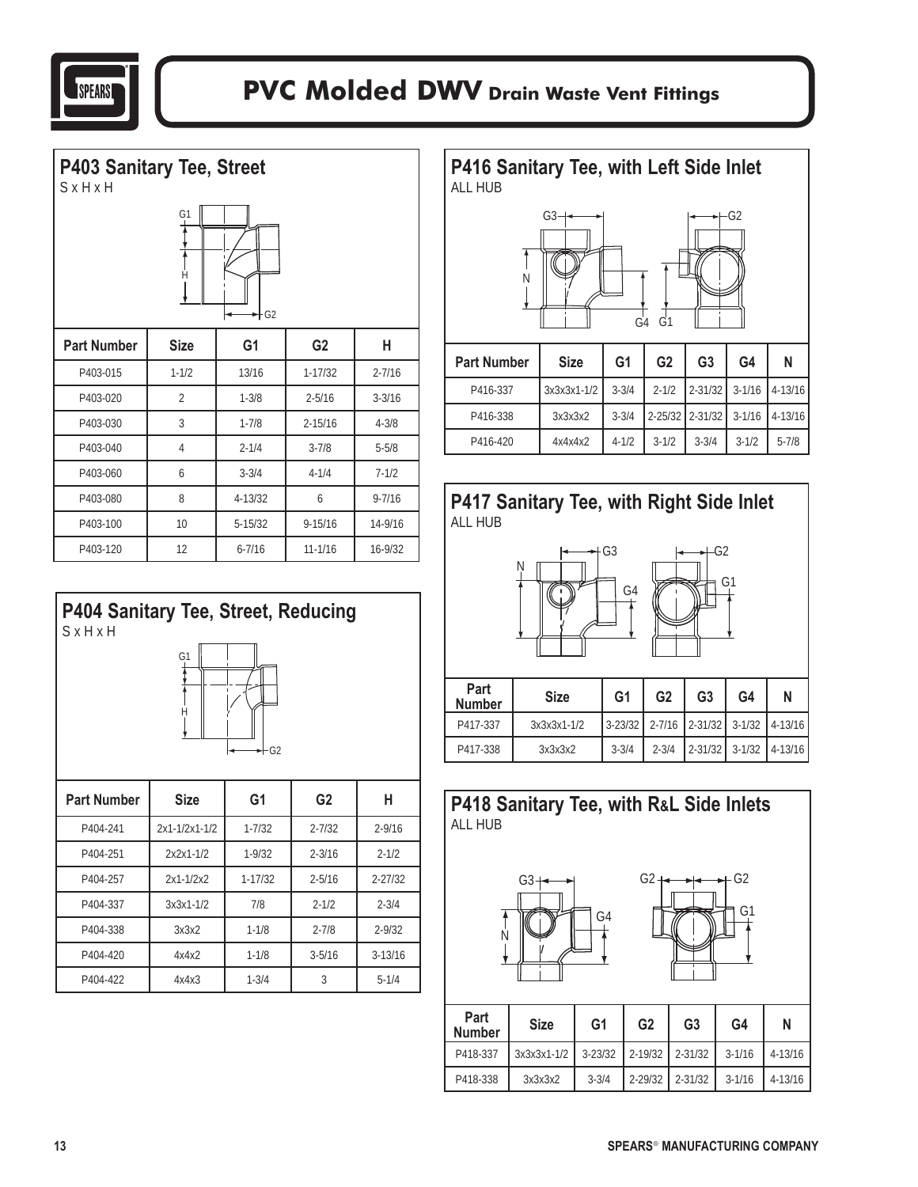# PVC Molded DWV Drain Waste Vent Fittings

## P403 Sanitary Tee, Street

S x H x H

| Part Number | Size | G1 | G2 | H |
|---|---|---|---|---|
| P403-015 | 1-1/2 | 13/16 | 1-17/32 | 2-7/16 |
| P403-020 | 2 | 1-3/8 | 2-5/16 | 3-3/16 |
| P403-030 | 3 | 1-7/8 | 2-15/16 | 4-3/8 |
| P403-040 | 4 | 2-1/4 | 3-7/8 | 5-5/8 |
| P403-060 | 6 | 3-3/4 | 4-1/4 | 7-1/2 |
| P403-080 | 8 | 4-13/32 | 6 | 9-7/16 |
| P403-100 | 10 | 5-15/32 | 9-15/16 | 14-9/16 |
| P403-120 | 12 | 6-7/16 | 11-1/16 | 16-9/32 |

## P404 Sanitary Tee, Street, Reducing

S x H x H

| Part Number | Size | G1 | G2 | H |
|---|---|---|---|---|
| P404-241 | 2x1-1/2x1-1/2 | 1-7/32 | 2-7/32 | 2-9/16 |
| P404-251 | 2x2x1-1/2 | 1-9/32 | 2-3/16 | 2-1/2 |
| P404-257 | 2x1-1/2x2 | 1-17/32 | 2-5/16 | 2-27/32 |
| P404-337 | 3x3x1-1/2 | 7/8 | 2-1/2 | 2-3/4 |
| P404-338 | 3x3x2 | 1-1/8 | 2-7/8 | 2-9/32 |
| P404-420 | 4x4x2 | 1-1/8 | 3-5/16 | 3-13/16 |
| P404-422 | 4x4x3 | 1-3/4 | 3 | 5-1/4 |

## P416 Sanitary Tee, with Left Side Inlet

ALL HUB

| Part Number | Size | G1 | G2 | G3 | G4 | N |
|---|---|---|---|---|---|---|
| P416-337 | 3x3x3x1-1/2 | 3-3/4 | 2-1/2 | 2-31/32 | 3-1/16 | 4-13/16 |
| P416-338 | 3x3x3x2 | 3-3/4 | 2-25/32 | 2-31/32 | 3-1/16 | 4-13/16 |
| P416-420 | 4x4x4x2 | 4-1/2 | 3-1/2 | 3-3/4 | 3-1/2 | 5-7/8 |

## P417 Sanitary Tee, with Right Side Inlet

ALL HUB

| Part Number | Size | G1 | G2 | G3 | G4 | N |
|---|---|---|---|---|---|---|
| P417-337 | 3x3x3x1-1/2 | 3-23/32 | 2-7/16 | 2-31/32 | 3-1/32 | 4-13/16 |
| P417-338 | 3x3x3x2 | 3-3/4 | 2-3/4 | 2-31/32 | 3-1/32 | 4-13/16 |

## P418 Sanitary Tee, with R&L Side Inlets

ALL HUB

| Part Number | Size | G1 | G2 | G3 | G4 | N |
|---|---|---|---|---|---|---|
| P418-337 | 3x3x3x1-1/2 | 3-23/32 | 2-19/32 | 2-31/32 | 3-1/16 | 4-13/16 |
| P418-338 | 3x3x3x2 | 3-3/4 | 2-29/32 | 2-31/32 | 3-1/16 | 4-13/16 |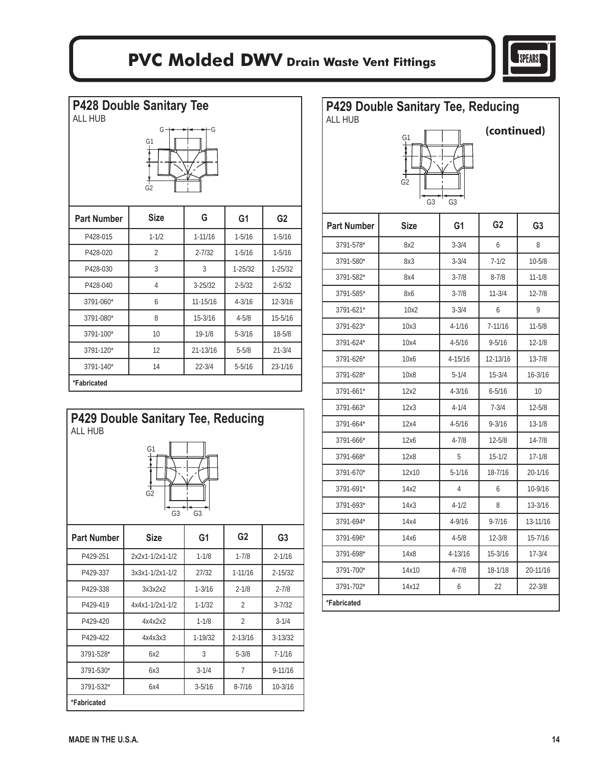# PVC Molded DWV Drain Waste Vent Fittings

## P428 Double Sanitary Tee

ALL HUB

| Part Number | Size | G | G1 | G2 |
|---|---|---|---|---|
| P428-015 | 1-1/2 | 1-11/16 | 1-5/16 | 1-5/16 |
| P428-020 | 2 | 2-7/32 | 1-5/16 | 1-5/16 |
| P428-030 | 3 | 3 | 1-25/32 | 1-25/32 |
| P428-040 | 4 | 3-25/32 | 2-5/32 | 2-5/32 |
| 3791-060* | 6 | 11-15/16 | 4-3/16 | 12-3/16 |
| 3791-080* | 8 | 15-3/16 | 4-5/8 | 15-5/16 |
| 3791-100* | 10 | 19-1/8 | 5-3/16 | 18-5/8 |
| 3791-120* | 12 | 21-13/16 | 5-5/8 | 21-3/4 |
| 3791-140* | 14 | 22-3/4 | 5-5/16 | 23-1/16 |

**\*Fabricated**

## P429 Double Sanitary Tee, Reducing

ALL HUB

| Part Number | Size | G1 | G2 | G3 |
|---|---|---|---|---|
| P429-251 | 2x2x1-1/2x1-1/2 | 1-1/8 | 1-7/8 | 2-1/16 |
| P429-337 | 3x3x1-1/2x1-1/2 | 27/32 | 1-11/16 | 2-15/32 |
| P429-338 | 3x3x2x2 | 1-3/16 | 2-1/8 | 2-7/8 |
| P429-419 | 4x4x1-1/2x1-1/2 | 1-1/32 | 2 | 3-7/32 |
| P429-420 | 4x4x2x2 | 1-1/8 | 2 | 3-1/4 |
| P429-422 | 4x4x3x3 | 1-19/32 | 2-13/16 | 3-13/32 |
| 3791-528* | 6x2 | 3 | 5-3/8 | 7-1/16 |
| 3791-530* | 6x3 | 3-1/4 | 7 | 9-11/16 |
| 3791-532* | 6x4 | 3-5/16 | 8-7/16 | 10-3/16 |

**\*Fabricated**

## P429 Double Sanitary Tee, Reducing

ALL HUB

**(continued)**

| Part Number | Size | G1 | G2 | G3 |
|---|---|---|---|---|
| 3791-578* | 8x2 | 3-3/4 | 6 | 8 |
| 3791-580* | 8x3 | 3-3/4 | 7-1/2 | 10-5/8 |
| 3791-582* | 8x4 | 3-7/8 | 8-7/8 | 11-1/8 |
| 3791-585* | 8x6 | 3-7/8 | 11-3/4 | 12-7/8 |
| 3791-621* | 10x2 | 3-3/4 | 6 | 9 |
| 3791-623* | 10x3 | 4-1/16 | 7-11/16 | 11-5/8 |
| 3791-624* | 10x4 | 4-5/16 | 9-5/16 | 12-1/8 |
| 3791-626* | 10x6 | 4-15/16 | 12-13/16 | 13-7/8 |
| 3791-628* | 10x8 | 5-1/4 | 15-3/4 | 16-3/16 |
| 3791-661* | 12x2 | 4-3/16 | 6-5/16 | 10 |
| 3791-663* | 12x3 | 4-1/4 | 7-3/4 | 12-5/8 |
| 3791-664* | 12x4 | 4-5/16 | 9-3/16 | 13-1/8 |
| 3791-666* | 12x6 | 4-7/8 | 12-5/8 | 14-7/8 |
| 3791-668* | 12x8 | 5 | 15-1/2 | 17-1/8 |
| 3791-670* | 12x10 | 5-1/16 | 18-7/16 | 20-1/16 |
| 3791-691* | 14x2 | 4 | 6 | 10-9/16 |
| 3791-693* | 14x3 | 4-1/2 | 8 | 13-3/16 |
| 3791-694* | 14x4 | 4-9/16 | 9-7/16 | 13-11/16 |
| 3791-696* | 14x6 | 4-5/8 | 12-3/8 | 15-7/16 |
| 3791-698* | 14x8 | 4-13/16 | 15-3/16 | 17-3/4 |
| 3791-700* | 14x10 | 4-7/8 | 18-1/18 | 20-11/16 |
| 3791-702* | 14x12 | 6 | 22 | 22-3/8 |

**\*Fabricated**

MADE IN THE U.S.A.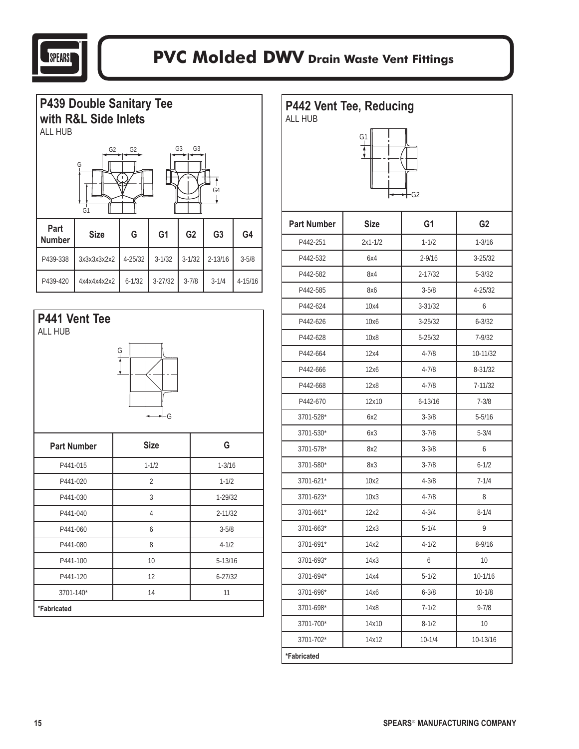# PVC Molded DWV Drain Waste Vent Fittings

## P439 Double Sanitary Tee with R&L Side Inlets

ALL HUB

| Part Number | Size | G | G1 | G2 | G3 | G4 |
|---|---|---|---|---|---|---|
| P439-338 | 3x3x3x3x2x2 | 4-25/32 | 3-1/32 | 3-1/32 | 2-13/16 | 3-5/8 |
| P439-420 | 4x4x4x4x2x2 | 6-1/32 | 3-27/32 | 3-7/8 | 3-1/4 | 4-15/16 |

## P441 Vent Tee

ALL HUB

| Part Number | Size | G |
|---|---|---|
| P441-015 | 1-1/2 | 1-3/16 |
| P441-020 | 2 | 1-1/2 |
| P441-030 | 3 | 1-29/32 |
| P441-040 | 4 | 2-11/32 |
| P441-060 | 6 | 3-5/8 |
| P441-080 | 8 | 4-1/2 |
| P441-100 | 10 | 5-13/16 |
| P441-120 | 12 | 6-27/32 |
| 3701-140* | 14 | 11 |

**\*Fabricated**

## P442 Vent Tee, Reducing

ALL HUB

| Part Number | Size | G1 | G2 |
|---|---|---|---|
| P442-251 | 2x1-1/2 | 1-1/2 | 1-3/16 |
| P442-532 | 6x4 | 2-9/16 | 3-25/32 |
| P442-582 | 8x4 | 2-17/32 | 5-3/32 |
| P442-585 | 8x6 | 3-5/8 | 4-25/32 |
| P442-624 | 10x4 | 3-31/32 | 6 |
| P442-626 | 10x6 | 3-25/32 | 6-3/32 |
| P442-628 | 10x8 | 5-25/32 | 7-9/32 |
| P442-664 | 12x4 | 4-7/8 | 10-11/32 |
| P442-666 | 12x6 | 4-7/8 | 8-31/32 |
| P442-668 | 12x8 | 4-7/8 | 7-11/32 |
| P442-670 | 12x10 | 6-13/16 | 7-3/8 |
| 3701-528* | 6x2 | 3-3/8 | 5-5/16 |
| 3701-530* | 6x3 | 3-7/8 | 5-3/4 |
| 3701-578* | 8x2 | 3-3/8 | 6 |
| 3701-580* | 8x3 | 3-7/8 | 6-1/2 |
| 3701-621* | 10x2 | 4-3/8 | 7-1/4 |
| 3701-623* | 10x3 | 4-7/8 | 8 |
| 3701-661* | 12x2 | 4-3/4 | 8-1/4 |
| 3701-663* | 12x3 | 5-1/4 | 9 |
| 3701-691* | 14x2 | 4-1/2 | 8-9/16 |
| 3701-693* | 14x3 | 6 | 10 |
| 3701-694* | 14x4 | 5-1/2 | 10-1/16 |
| 3701-696* | 14x6 | 6-3/8 | 10-1/8 |
| 3701-698* | 14x8 | 7-1/2 | 9-7/8 |
| 3701-700* | 14x10 | 8-1/2 | 10 |
| 3701-702* | 14x12 | 10-1/4 | 10-13/16 |

**\*Fabricated**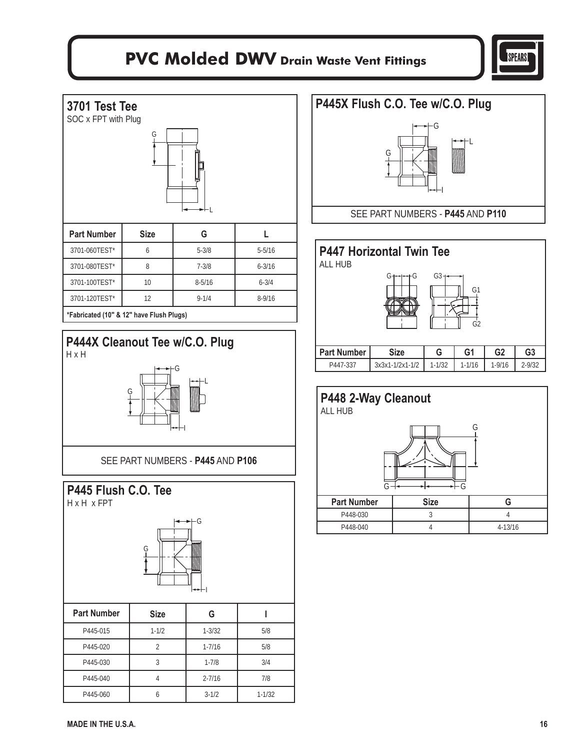# PVC Molded DWV Drain Waste Vent Fittings

## 3701 Test Tee

SOC x FPT with Plug

| Part Number | Size | G | L |
|---|---|---|---|
| 3701-060TEST* | 6 | 5-3/8 | 5-5/16 |
| 3701-080TEST* | 8 | 7-3/8 | 6-3/16 |
| 3701-100TEST* | 10 | 8-5/16 | 6-3/4 |
| 3701-120TEST* | 12 | 9-1/4 | 8-9/16 |

**\*Fabricated (10" & 12" have Flush Plugs)**

## P444X Cleanout Tee w/C.O. Plug

H x H

SEE PART NUMBERS - **P445** AND **P106**

## P445 Flush C.O. Tee

H x H x FPT

| Part Number | Size | G | I |
|---|---|---|---|
| P445-015 | 1-1/2 | 1-3/32 | 5/8 |
| P445-020 | 2 | 1-7/16 | 5/8 |
| P445-030 | 3 | 1-7/8 | 3/4 |
| P445-040 | 4 | 2-7/16 | 7/8 |
| P445-060 | 6 | 3-1/2 | 1-1/32 |

## P445X Flush C.O. Tee w/C.O. Plug

SEE PART NUMBERS - **P445** AND **P110**

## P447 Horizontal Twin Tee

ALL HUB

| Part Number | Size | G | G1 | G2 | G3 |
|---|---|---|---|---|---|
| P447-337 | 3x3x1-1/2x1-1/2 | 1-1/32 | 1-1/16 | 1-9/16 | 2-9/32 |

## P448 2-Way Cleanout

ALL HUB

| Part Number | Size | G |
|---|---|---|
| P448-030 | 3 | 4 |
| P448-040 | 4 | 4-13/16 |

**MADE IN THE U.S.A.**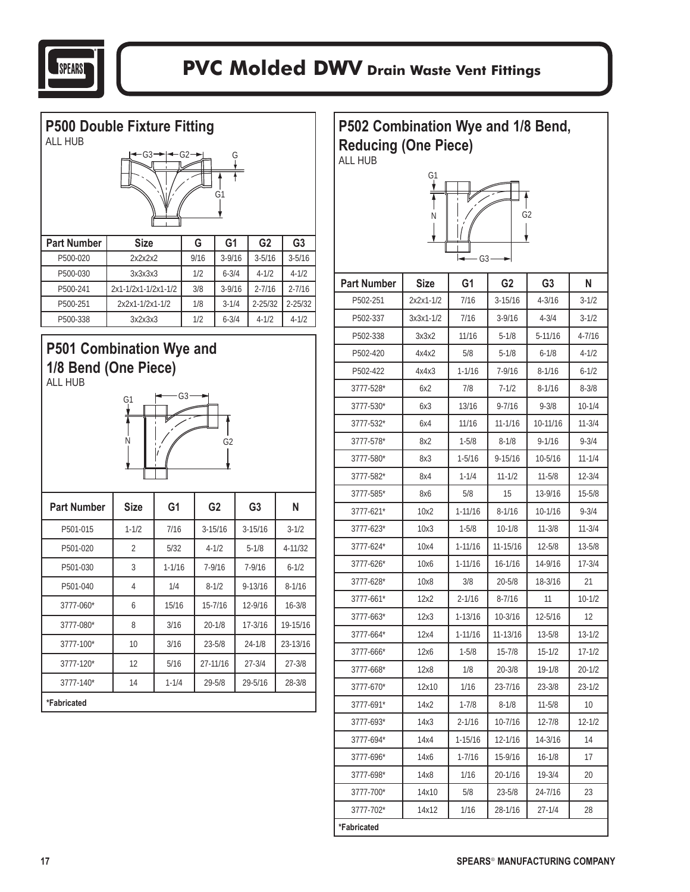# PVC Molded DWV Drain Waste Vent Fittings

## P500 Double Fixture Fitting

ALL HUB

| Part Number | Size | G | G1 | G2 | G3 |
|---|---|---|---|---|---|
| P500-020 | 2x2x2x2 | 9/16 | 3-9/16 | 3-5/16 | 3-5/16 |
| P500-030 | 3x3x3x3 | 1/2 | 6-3/4 | 4-1/2 | 4-1/2 |
| P500-241 | 2x1-1/2x1-1/2x1-1/2 | 3/8 | 3-9/16 | 2-7/16 | 2-7/16 |
| P500-251 | 2x2x1-1/2x1-1/2 | 1/8 | 3-1/4 | 2-25/32 | 2-25/32 |
| P500-338 | 3x2x3x3 | 1/2 | 6-3/4 | 4-1/2 | 4-1/2 |

## P501 Combination Wye and 1/8 Bend (One Piece)

ALL HUB

| Part Number | Size | G1 | G2 | G3 | N |
|---|---|---|---|---|---|
| P501-015 | 1-1/2 | 7/16 | 3-15/16 | 3-15/16 | 3-1/2 |
| P501-020 | 2 | 5/32 | 4-1/2 | 5-1/8 | 4-11/32 |
| P501-030 | 3 | 1-1/16 | 7-9/16 | 7-9/16 | 6-1/2 |
| P501-040 | 4 | 1/4 | 8-1/2 | 9-13/16 | 8-1/16 |
| 3777-060* | 6 | 15/16 | 15-7/16 | 12-9/16 | 16-3/8 |
| 3777-080* | 8 | 3/16 | 20-1/8 | 17-3/16 | 19-15/16 |
| 3777-100* | 10 | 3/16 | 23-5/8 | 24-1/8 | 23-13/16 |
| 3777-120* | 12 | 5/16 | 27-11/16 | 27-3/4 | 27-3/8 |
| 3777-140* | 14 | 1-1/4 | 29-5/8 | 29-5/16 | 28-3/8 |

*Fabricated

## P502 Combination Wye and 1/8 Bend, Reducing (One Piece)

ALL HUB

| Part Number | Size | G1 | G2 | G3 | N |
|---|---|---|---|---|---|
| P502-251 | 2x2x1-1/2 | 7/16 | 3-15/16 | 4-3/16 | 3-1/2 |
| P502-337 | 3x3x1-1/2 | 7/16 | 3-9/16 | 4-3/4 | 3-1/2 |
| P502-338 | 3x3x2 | 11/16 | 5-1/8 | 5-11/16 | 4-7/16 |
| P502-420 | 4x4x2 | 5/8 | 5-1/8 | 6-1/8 | 4-1/2 |
| P502-422 | 4x4x3 | 1-1/16 | 7-9/16 | 8-1/16 | 6-1/2 |
| 3777-528* | 6x2 | 7/8 | 7-1/2 | 8-1/16 | 8-3/8 |
| 3777-530* | 6x3 | 13/16 | 9-7/16 | 9-3/8 | 10-1/4 |
| 3777-532* | 6x4 | 11/16 | 11-1/16 | 10-11/16 | 11-3/4 |
| 3777-578* | 8x2 | 1-5/8 | 8-1/8 | 9-1/16 | 9-3/4 |
| 3777-580* | 8x3 | 1-5/16 | 9-15/16 | 10-5/16 | 11-1/4 |
| 3777-582* | 8x4 | 1-1/4 | 11-1/2 | 11-5/8 | 12-3/4 |
| 3777-585* | 8x6 | 5/8 | 15 | 13-9/16 | 15-5/8 |
| 3777-621* | 10x2 | 1-11/16 | 8-1/16 | 10-1/16 | 9-3/4 |
| 3777-623* | 10x3 | 1-5/8 | 10-1/8 | 11-3/8 | 11-3/4 |
| 3777-624* | 10x4 | 1-11/16 | 11-15/16 | 12-5/8 | 13-5/8 |
| 3777-626* | 10x6 | 1-11/16 | 16-1/16 | 14-9/16 | 17-3/4 |
| 3777-628* | 10x8 | 3/8 | 20-5/8 | 18-3/16 | 21 |
| 3777-661* | 12x2 | 2-1/16 | 8-7/16 | 11 | 10-1/2 |
| 3777-663* | 12x3 | 1-13/16 | 10-3/16 | 12-5/16 | 12 |
| 3777-664* | 12x4 | 1-11/16 | 11-13/16 | 13-5/8 | 13-1/2 |
| 3777-666* | 12x6 | 1-5/8 | 15-7/8 | 15-1/2 | 17-1/2 |
| 3777-668* | 12x8 | 1/8 | 20-3/8 | 19-1/8 | 20-1/2 |
| 3777-670* | 12x10 | 1/16 | 23-7/16 | 23-3/8 | 23-1/2 |
| 3777-691* | 14x2 | 1-7/8 | 8-1/8 | 11-5/8 | 10 |
| 3777-693* | 14x3 | 2-1/16 | 10-7/16 | 12-7/8 | 12-1/2 |
| 3777-694* | 14x4 | 1-15/16 | 12-1/16 | 14-3/16 | 14 |
| 3777-696* | 14x6 | 1-7/16 | 15-9/16 | 16-1/8 | 17 |
| 3777-698* | 14x8 | 1/16 | 20-1/16 | 19-3/4 | 20 |
| 3777-700* | 14x10 | 5/8 | 23-5/8 | 24-7/16 | 23 |
| 3777-702* | 14x12 | 1/16 | 28-1/16 | 27-1/4 | 28 |

*Fabricated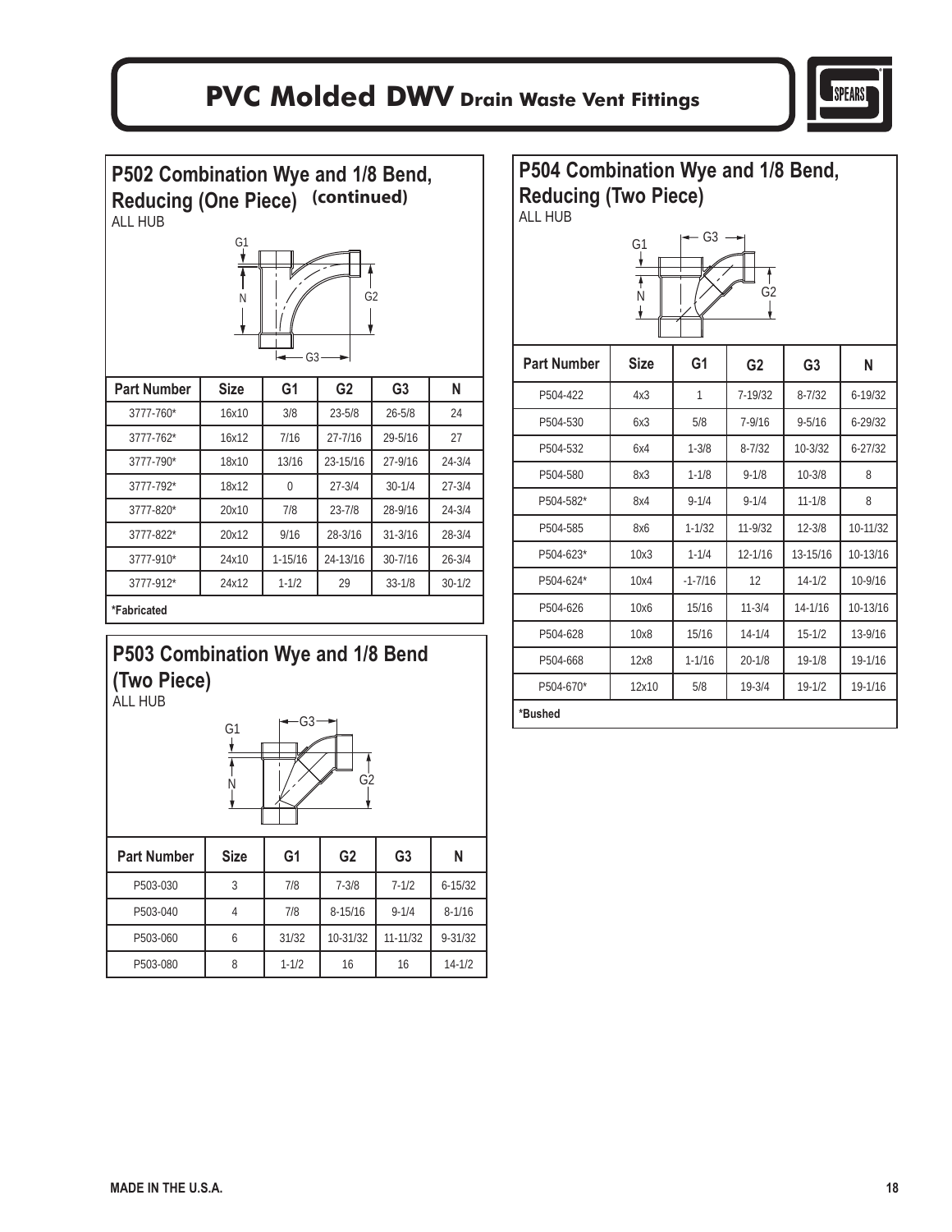# PVC Molded DWV Drain Waste Vent Fittings

## P502 Combination Wye and 1/8 Bend, Reducing (One Piece) (continued)

ALL HUB

| Part Number | Size | G1 | G2 | G3 | N |
|---|---|---|---|---|---|
| 3777-760* | 16x10 | 3/8 | 23-5/8 | 26-5/8 | 24 |
| 3777-762* | 16x12 | 7/16 | 27-7/16 | 29-5/16 | 27 |
| 3777-790* | 18x10 | 13/16 | 23-15/16 | 27-9/16 | 24-3/4 |
| 3777-792* | 18x12 | 0 | 27-3/4 | 30-1/4 | 27-3/4 |
| 3777-820* | 20x10 | 7/8 | 23-7/8 | 28-9/16 | 24-3/4 |
| 3777-822* | 20x12 | 9/16 | 28-3/16 | 31-3/16 | 28-3/4 |
| 3777-910* | 24x10 | 1-15/16 | 24-13/16 | 30-7/16 | 26-3/4 |
| 3777-912* | 24x12 | 1-1/2 | 29 | 33-1/8 | 30-1/2 |

**\*Fabricated**

## P503 Combination Wye and 1/8 Bend (Two Piece)

ALL HUB

| Part Number | Size | G1 | G2 | G3 | N |
|---|---|---|---|---|---|
| P503-030 | 3 | 7/8 | 7-3/8 | 7-1/2 | 6-15/32 |
| P503-040 | 4 | 7/8 | 8-15/16 | 9-1/4 | 8-1/16 |
| P503-060 | 6 | 31/32 | 10-31/32 | 11-11/32 | 9-31/32 |
| P503-080 | 8 | 1-1/2 | 16 | 16 | 14-1/2 |

## P504 Combination Wye and 1/8 Bend, Reducing (Two Piece)

ALL HUB

| Part Number | Size | G1 | G2 | G3 | N |
|---|---|---|---|---|---|
| P504-422 | 4x3 | 1 | 7-19/32 | 8-7/32 | 6-19/32 |
| P504-530 | 6x3 | 5/8 | 7-9/16 | 9-5/16 | 6-29/32 |
| P504-532 | 6x4 | 1-3/8 | 8-7/32 | 10-3/32 | 6-27/32 |
| P504-580 | 8x3 | 1-1/8 | 9-1/8 | 10-3/8 | 8 |
| P504-582* | 8x4 | 9-1/4 | 9-1/4 | 11-1/8 | 8 |
| P504-585 | 8x6 | 1-1/32 | 11-9/32 | 12-3/8 | 10-11/32 |
| P504-623* | 10x3 | 1-1/4 | 12-1/16 | 13-15/16 | 10-13/16 |
| P504-624* | 10x4 | -1-7/16 | 12 | 14-1/2 | 10-9/16 |
| P504-626 | 10x6 | 15/16 | 11-3/4 | 14-1/16 | 10-13/16 |
| P504-628 | 10x8 | 15/16 | 14-1/4 | 15-1/2 | 13-9/16 |
| P504-668 | 12x8 | 1-1/16 | 20-1/8 | 19-1/8 | 19-1/16 |
| P504-670* | 12x10 | 5/8 | 19-3/4 | 19-1/2 | 19-1/16 |

**\*Bushed**

MADE IN THE U.S.A.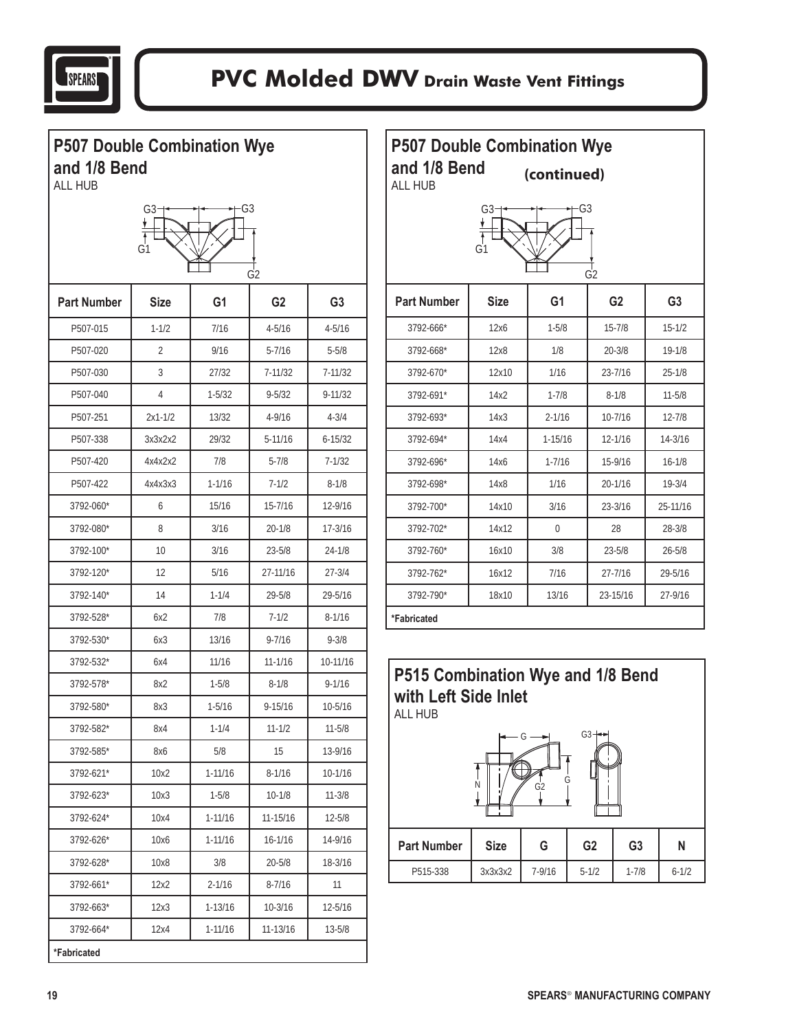# PVC Molded DWV Drain Waste Vent Fittings

## P507 Double Combination Wye and 1/8 Bend

ALL HUB

| Part Number | Size | G1 | G2 | G3 |
|---|---|---|---|---|
| P507-015 | 1-1/2 | 7/16 | 4-5/16 | 4-5/16 |
| P507-020 | 2 | 9/16 | 5-7/16 | 5-5/8 |
| P507-030 | 3 | 27/32 | 7-11/32 | 7-11/32 |
| P507-040 | 4 | 1-5/32 | 9-5/32 | 9-11/32 |
| P507-251 | 2x1-1/2 | 13/32 | 4-9/16 | 4-3/4 |
| P507-338 | 3x3x2x2 | 29/32 | 5-11/16 | 6-15/32 |
| P507-420 | 4x4x2x2 | 7/8 | 5-7/8 | 7-1/32 |
| P507-422 | 4x4x3x3 | 1-1/16 | 7-1/2 | 8-1/8 |
| 3792-060* | 6 | 15/16 | 15-7/16 | 12-9/16 |
| 3792-080* | 8 | 3/16 | 20-1/8 | 17-3/16 |
| 3792-100* | 10 | 3/16 | 23-5/8 | 24-1/8 |
| 3792-120* | 12 | 5/16 | 27-11/16 | 27-3/4 |
| 3792-140* | 14 | 1-1/4 | 29-5/8 | 29-5/16 |
| 3792-528* | 6x2 | 7/8 | 7-1/2 | 8-1/16 |
| 3792-530* | 6x3 | 13/16 | 9-7/16 | 9-3/8 |
| 3792-532* | 6x4 | 11/16 | 11-1/16 | 10-11/16 |
| 3792-578* | 8x2 | 1-5/8 | 8-1/8 | 9-1/16 |
| 3792-580* | 8x3 | 1-5/16 | 9-15/16 | 10-5/16 |
| 3792-582* | 8x4 | 1-1/4 | 11-1/2 | 11-5/8 |
| 3792-585* | 8x6 | 5/8 | 15 | 13-9/16 |
| 3792-621* | 10x2 | 1-11/16 | 8-1/16 | 10-1/16 |
| 3792-623* | 10x3 | 1-5/8 | 10-1/8 | 11-3/8 |
| 3792-624* | 10x4 | 1-11/16 | 11-15/16 | 12-5/8 |
| 3792-626* | 10x6 | 1-11/16 | 16-1/16 | 14-9/16 |
| 3792-628* | 10x8 | 3/8 | 20-5/8 | 18-3/16 |
| 3792-661* | 12x2 | 2-1/16 | 8-7/16 | 11 |
| 3792-663* | 12x3 | 1-13/16 | 10-3/16 | 12-5/16 |
| 3792-664* | 12x4 | 1-11/16 | 11-13/16 | 13-5/8 |

**\*Fabricated**

## P507 Double Combination Wye and 1/8 Bend (continued)

ALL HUB

| Part Number | Size | G1 | G2 | G3 |
|---|---|---|---|---|
| 3792-666* | 12x6 | 1-5/8 | 15-7/8 | 15-1/2 |
| 3792-668* | 12x8 | 1/8 | 20-3/8 | 19-1/8 |
| 3792-670* | 12x10 | 1/16 | 23-7/16 | 25-1/8 |
| 3792-691* | 14x2 | 1-7/8 | 8-1/8 | 11-5/8 |
| 3792-693* | 14x3 | 2-1/16 | 10-7/16 | 12-7/8 |
| 3792-694* | 14x4 | 1-15/16 | 12-1/16 | 14-3/16 |
| 3792-696* | 14x6 | 1-7/16 | 15-9/16 | 16-1/8 |
| 3792-698* | 14x8 | 1/16 | 20-1/16 | 19-3/4 |
| 3792-700* | 14x10 | 3/16 | 23-3/16 | 25-11/16 |
| 3792-702* | 14x12 | 0 | 28 | 28-3/8 |
| 3792-760* | 16x10 | 3/8 | 23-5/8 | 26-5/8 |
| 3792-762* | 16x12 | 7/16 | 27-7/16 | 29-5/16 |
| 3792-790* | 18x10 | 13/16 | 23-15/16 | 27-9/16 |

**\*Fabricated**

## P515 Combination Wye and 1/8 Bend with Left Side Inlet

ALL HUB

| Part Number | Size | G | G2 | G3 | N |
|---|---|---|---|---|---|
| P515-338 | 3x3x3x2 | 7-9/16 | 5-1/2 | 1-7/8 | 6-1/2 |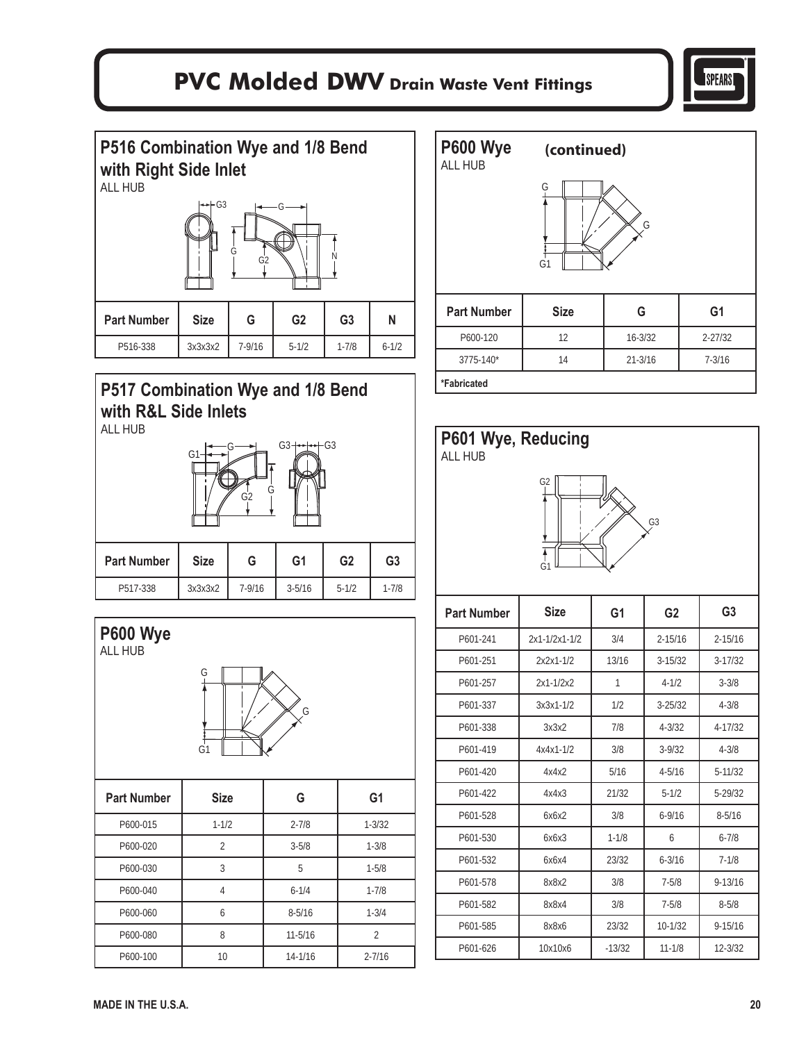# PVC Molded DWV Drain Waste Vent Fittings

## P516 Combination Wye and 1/8 Bend with Right Side Inlet

ALL HUB

| Part Number | Size | G | G2 | G3 | N |
|---|---|---|---|---|---|
| P516-338 | 3x3x3x2 | 7-9/16 | 5-1/2 | 1-7/8 | 6-1/2 |

## P517 Combination Wye and 1/8 Bend with R&L Side Inlets

ALL HUB

| Part Number | Size | G | G1 | G2 | G3 |
|---|---|---|---|---|---|
| P517-338 | 3x3x3x2 | 7-9/16 | 3-5/16 | 5-1/2 | 1-7/8 |

## P600 Wye

ALL HUB

| Part Number | Size | G | G1 |
|---|---|---|---|
| P600-015 | 1-1/2 | 2-7/8 | 1-3/32 |
| P600-020 | 2 | 3-5/8 | 1-3/8 |
| P600-030 | 3 | 5 | 1-5/8 |
| P600-040 | 4 | 6-1/4 | 1-7/8 |
| P600-060 | 6 | 8-5/16 | 1-3/4 |
| P600-080 | 8 | 11-5/16 | 2 |
| P600-100 | 10 | 14-1/16 | 2-7/16 |

## P600 Wye (continued)

ALL HUB

| Part Number | Size | G | G1 |
|---|---|---|---|
| P600-120 | 12 | 16-3/32 | 2-27/32 |
| 3775-140* | 14 | 21-3/16 | 7-3/16 |

*Fabricated

## P601 Wye, Reducing

ALL HUB

| Part Number | Size | G1 | G2 | G3 |
|---|---|---|---|---|
| P601-241 | 2x1-1/2x1-1/2 | 3/4 | 2-15/16 | 2-15/16 |
| P601-251 | 2x2x1-1/2 | 13/16 | 3-15/32 | 3-17/32 |
| P601-257 | 2x1-1/2x2 | 1 | 4-1/2 | 3-3/8 |
| P601-337 | 3x3x1-1/2 | 1/2 | 3-25/32 | 4-3/8 |
| P601-338 | 3x3x2 | 7/8 | 4-3/32 | 4-17/32 |
| P601-419 | 4x4x1-1/2 | 3/8 | 3-9/32 | 4-3/8 |
| P601-420 | 4x4x2 | 5/16 | 4-5/16 | 5-11/32 |
| P601-422 | 4x4x3 | 21/32 | 5-1/2 | 5-29/32 |
| P601-528 | 6x6x2 | 3/8 | 6-9/16 | 8-5/16 |
| P601-530 | 6x6x3 | 1-1/8 | 6 | 6-7/8 |
| P601-532 | 6x6x4 | 23/32 | 6-3/16 | 7-1/8 |
| P601-578 | 8x8x2 | 3/8 | 7-5/8 | 9-13/16 |
| P601-582 | 8x8x4 | 3/8 | 7-5/8 | 8-5/8 |
| P601-585 | 8x8x6 | 23/32 | 10-1/32 | 9-15/16 |
| P601-626 | 10x10x6 | -13/32 | 11-1/8 | 12-3/32 |

MADE IN THE U.S.A.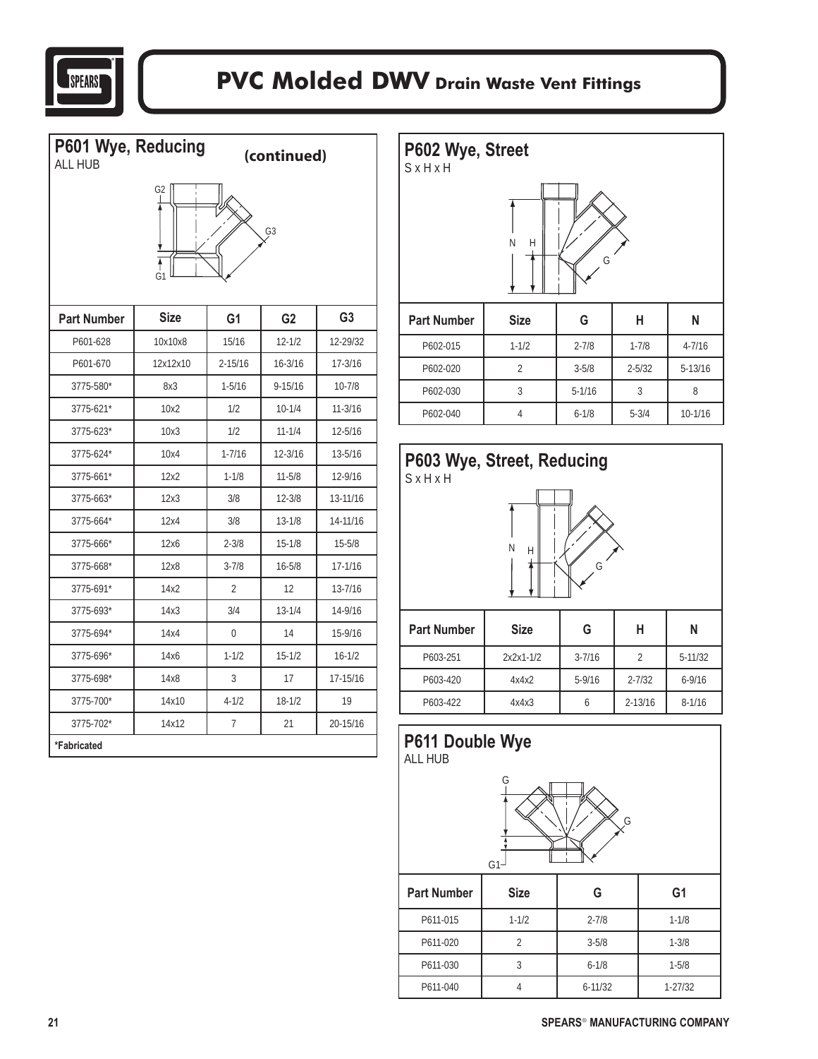# PVC Molded DWV Drain Waste Vent Fittings

## P601 Wye, Reducing (continued)

ALL HUB

| Part Number | Size | G1 | G2 | G3 |
|---|---|---|---|---|
| P601-628 | 10x10x8 | 15/16 | 12-1/2 | 12-29/32 |
| P601-670 | 12x12x10 | 2-15/16 | 16-3/16 | 17-3/16 |
| 3775-580* | 8x3 | 1-5/16 | 9-15/16 | 10-7/8 |
| 3775-621* | 10x2 | 1/2 | 10-1/4 | 11-3/16 |
| 3775-623* | 10x3 | 1/2 | 11-1/4 | 12-5/16 |
| 3775-624* | 10x4 | 1-7/16 | 12-3/16 | 13-5/16 |
| 3775-661* | 12x2 | 1-1/8 | 11-5/8 | 12-9/16 |
| 3775-663* | 12x3 | 3/8 | 12-3/8 | 13-11/16 |
| 3775-664* | 12x4 | 3/8 | 13-1/8 | 14-11/16 |
| 3775-666* | 12x6 | 2-3/8 | 15-1/8 | 15-5/8 |
| 3775-668* | 12x8 | 3-7/8 | 16-5/8 | 17-1/16 |
| 3775-691* | 14x2 | 2 | 12 | 13-7/16 |
| 3775-693* | 14x3 | 3/4 | 13-1/4 | 14-9/16 |
| 3775-694* | 14x4 | 0 | 14 | 15-9/16 |
| 3775-696* | 14x6 | 1-1/2 | 15-1/2 | 16-1/2 |
| 3775-698* | 14x8 | 3 | 17 | 17-15/16 |
| 3775-700* | 14x10 | 4-1/2 | 18-1/2 | 19 |
| 3775-702* | 14x12 | 7 | 21 | 20-15/16 |

**\*Fabricated**

## P602 Wye, Street

S x H x H

| Part Number | Size | G | H | N |
|---|---|---|---|---|
| P602-015 | 1-1/2 | 2-7/8 | 1-7/8 | 4-7/16 |
| P602-020 | 2 | 3-5/8 | 2-5/32 | 5-13/16 |
| P602-030 | 3 | 5-1/16 | 3 | 8 |
| P602-040 | 4 | 6-1/8 | 5-3/4 | 10-1/16 |

## P603 Wye, Street, Reducing

S x H x H

| Part Number | Size | G | H | N |
|---|---|---|---|---|
| P603-251 | 2x2x1-1/2 | 3-7/16 | 2 | 5-11/32 |
| P603-420 | 4x4x2 | 5-9/16 | 2-7/32 | 6-9/16 |
| P603-422 | 4x4x3 | 6 | 2-13/16 | 8-1/16 |

## P611 Double Wye

ALL HUB

| Part Number | Size | G | G1 |
|---|---|---|---|
| P611-015 | 1-1/2 | 2-7/8 | 1-1/8 |
| P611-020 | 2 | 3-5/8 | 1-3/8 |
| P611-030 | 3 | 6-1/8 | 1-5/8 |
| P611-040 | 4 | 6-11/32 | 1-27/32 |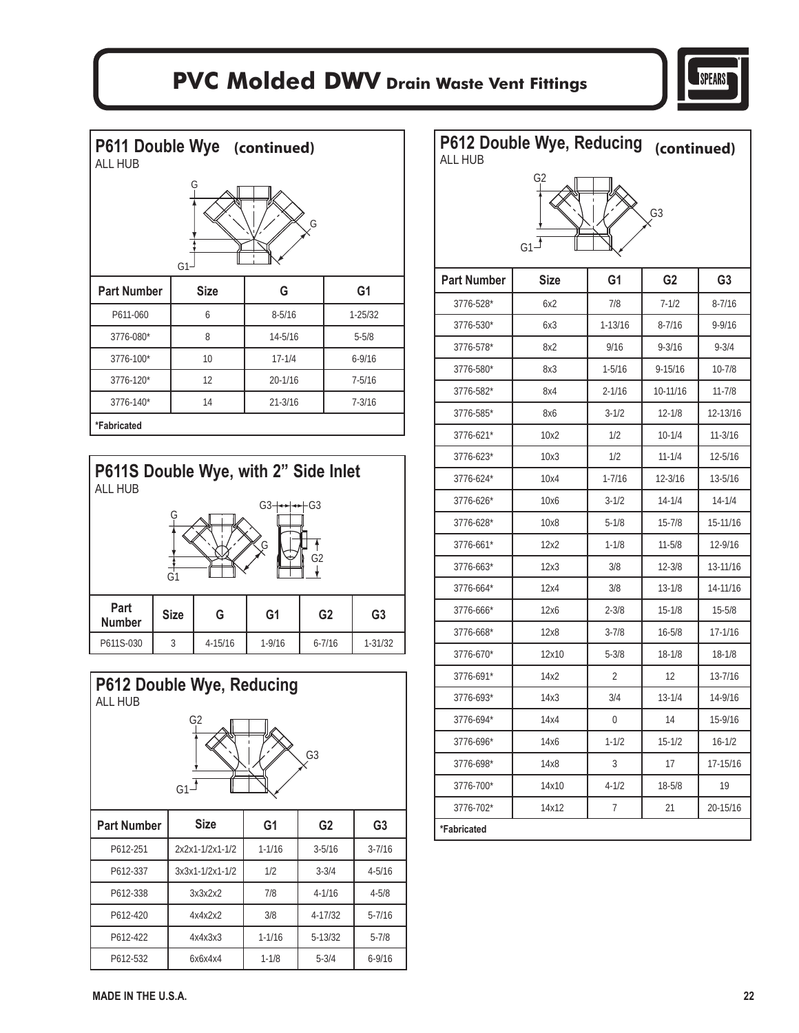# PVC Molded DWV Drain Waste Vent Fittings

## P611 Double Wye (continued)

ALL HUB

| Part Number | Size | G | G1 |
|---|---|---|---|
| P611-060 | 6 | 8-5/16 | 1-25/32 |
| 3776-080* | 8 | 14-5/16 | 5-5/8 |
| 3776-100* | 10 | 17-1/4 | 6-9/16 |
| 3776-120* | 12 | 20-1/16 | 7-5/16 |
| 3776-140* | 14 | 21-3/16 | 7-3/16 |

**\*Fabricated**

## P611S Double Wye, with 2" Side Inlet

ALL HUB

| Part Number | Size | G | G1 | G2 | G3 |
|---|---|---|---|---|---|
| P611S-030 | 3 | 4-15/16 | 1-9/16 | 6-7/16 | 1-31/32 |

## P612 Double Wye, Reducing

ALL HUB

| Part Number | Size | G1 | G2 | G3 |
|---|---|---|---|---|
| P612-251 | 2x2x1-1/2x1-1/2 | 1-1/16 | 3-5/16 | 3-7/16 |
| P612-337 | 3x3x1-1/2x1-1/2 | 1/2 | 3-3/4 | 4-5/16 |
| P612-338 | 3x3x2x2 | 7/8 | 4-1/16 | 4-5/8 |
| P612-420 | 4x4x2x2 | 3/8 | 4-17/32 | 5-7/16 |
| P612-422 | 4x4x3x3 | 1-1/16 | 5-13/32 | 5-7/8 |
| P612-532 | 6x6x4x4 | 1-1/8 | 5-3/4 | 6-9/16 |

## P612 Double Wye, Reducing (continued)

ALL HUB

| Part Number | Size | G1 | G2 | G3 |
|---|---|---|---|---|
| 3776-528* | 6x2 | 7/8 | 7-1/2 | 8-7/16 |
| 3776-530* | 6x3 | 1-13/16 | 8-7/16 | 9-9/16 |
| 3776-578* | 8x2 | 9/16 | 9-3/16 | 9-3/4 |
| 3776-580* | 8x3 | 1-5/16 | 9-15/16 | 10-7/8 |
| 3776-582* | 8x4 | 2-1/16 | 10-11/16 | 11-7/8 |
| 3776-585* | 8x6 | 3-1/2 | 12-1/8 | 12-13/16 |
| 3776-621* | 10x2 | 1/2 | 10-1/4 | 11-3/16 |
| 3776-623* | 10x3 | 1/2 | 11-1/4 | 12-5/16 |
| 3776-624* | 10x4 | 1-7/16 | 12-3/16 | 13-5/16 |
| 3776-626* | 10x6 | 3-1/2 | 14-1/4 | 14-1/4 |
| 3776-628* | 10x8 | 5-1/8 | 15-7/8 | 15-11/16 |
| 3776-661* | 12x2 | 1-1/8 | 11-5/8 | 12-9/16 |
| 3776-663* | 12x3 | 3/8 | 12-3/8 | 13-11/16 |
| 3776-664* | 12x4 | 3/8 | 13-1/8 | 14-11/16 |
| 3776-666* | 12x6 | 2-3/8 | 15-1/8 | 15-5/8 |
| 3776-668* | 12x8 | 3-7/8 | 16-5/8 | 17-1/16 |
| 3776-670* | 12x10 | 5-3/8 | 18-1/8 | 18-1/8 |
| 3776-691* | 14x2 | 2 | 12 | 13-7/16 |
| 3776-693* | 14x3 | 3/4 | 13-1/4 | 14-9/16 |
| 3776-694* | 14x4 | 0 | 14 | 15-9/16 |
| 3776-696* | 14x6 | 1-1/2 | 15-1/2 | 16-1/2 |
| 3776-698* | 14x8 | 3 | 17 | 17-15/16 |
| 3776-700* | 14x10 | 4-1/2 | 18-5/8 | 19 |
| 3776-702* | 14x12 | 7 | 21 | 20-15/16 |

**\*Fabricated**

MADE IN THE U.S.A.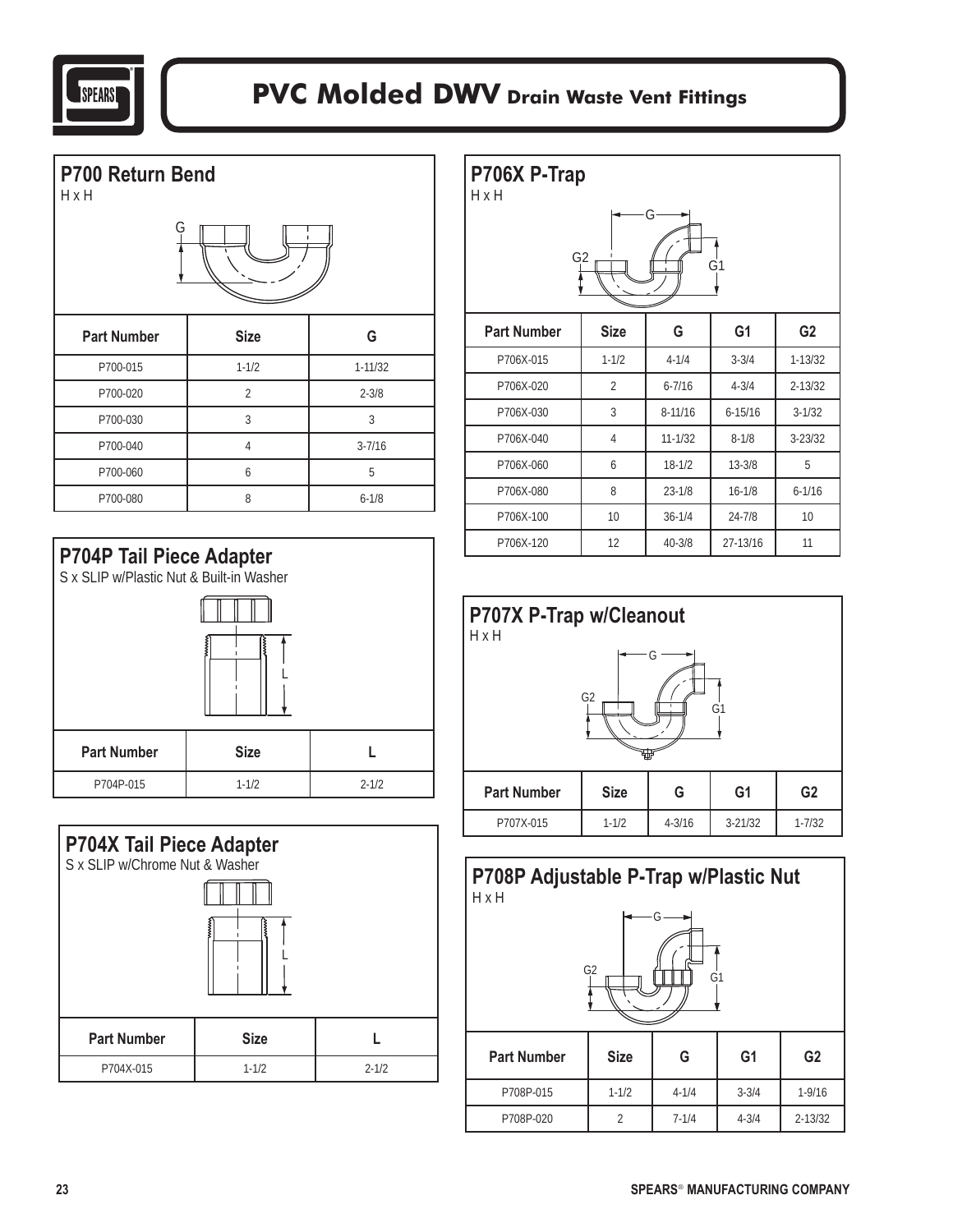# PVC Molded DWV Drain Waste Vent Fittings

## P700 Return Bend

H x H

| Part Number | Size | G |
|---|---|---|
| P700-015 | 1-1/2 | 1-11/32 |
| P700-020 | 2 | 2-3/8 |
| P700-030 | 3 | 3 |
| P700-040 | 4 | 3-7/16 |
| P700-060 | 6 | 5 |
| P700-080 | 8 | 6-1/8 |

## P704P Tail Piece Adapter

S x SLIP w/Plastic Nut & Built-in Washer

| Part Number | Size | L |
|---|---|---|
| P704P-015 | 1-1/2 | 2-1/2 |

## P704X Tail Piece Adapter

S x SLIP w/Chrome Nut & Washer

| Part Number | Size | L |
|---|---|---|
| P704X-015 | 1-1/2 | 2-1/2 |

## P706X P-Trap

H x H

| Part Number | Size | G | G1 | G2 |
|---|---|---|---|---|
| P706X-015 | 1-1/2 | 4-1/4 | 3-3/4 | 1-13/32 |
| P706X-020 | 2 | 6-7/16 | 4-3/4 | 2-13/32 |
| P706X-030 | 3 | 8-11/16 | 6-15/16 | 3-1/32 |
| P706X-040 | 4 | 11-1/32 | 8-1/8 | 3-23/32 |
| P706X-060 | 6 | 18-1/2 | 13-3/8 | 5 |
| P706X-080 | 8 | 23-1/8 | 16-1/8 | 6-1/16 |
| P706X-100 | 10 | 36-1/4 | 24-7/8 | 10 |
| P706X-120 | 12 | 40-3/8 | 27-13/16 | 11 |

## P707X P-Trap w/Cleanout

H x H

| Part Number | Size | G | G1 | G2 |
|---|---|---|---|---|
| P707X-015 | 1-1/2 | 4-3/16 | 3-21/32 | 1-7/32 |

## P708P Adjustable P-Trap w/Plastic Nut

H x H

| Part Number | Size | G | G1 | G2 |
|---|---|---|---|---|
| P708P-015 | 1-1/2 | 4-1/4 | 3-3/4 | 1-9/16 |
| P708P-020 | 2 | 7-1/4 | 4-3/4 | 2-13/32 |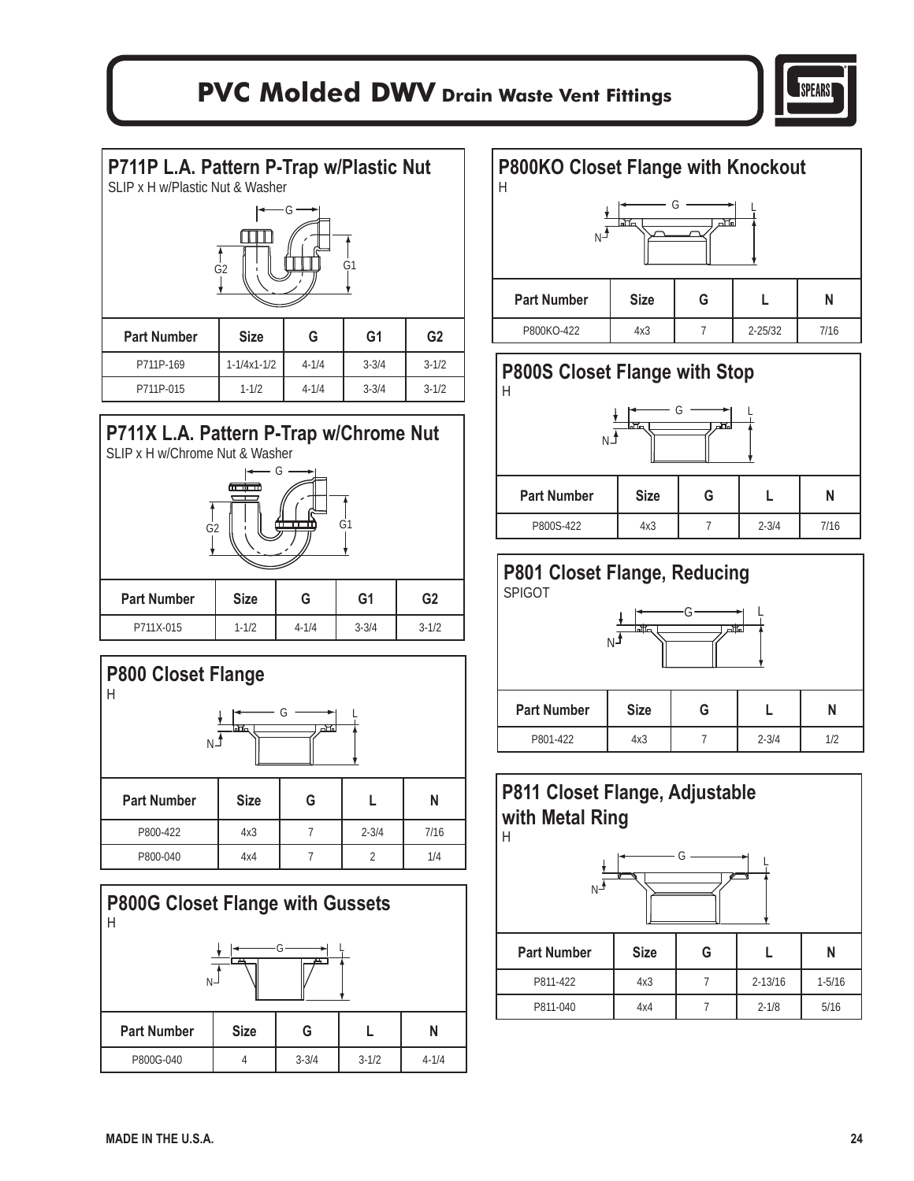# PVC Molded DWV Drain Waste Vent Fittings

## P711P L.A. Pattern P-Trap w/Plastic Nut

SLIP x H w/Plastic Nut & Washer

| Part Number | Size | G | G1 | G2 |
|---|---|---|---|---|
| P711P-169 | 1-1/4x1-1/2 | 4-1/4 | 3-3/4 | 3-1/2 |
| P711P-015 | 1-1/2 | 4-1/4 | 3-3/4 | 3-1/2 |

## P711X L.A. Pattern P-Trap w/Chrome Nut

SLIP x H w/Chrome Nut & Washer

| Part Number | Size | G | G1 | G2 |
|---|---|---|---|---|
| P711X-015 | 1-1/2 | 4-1/4 | 3-3/4 | 3-1/2 |

## P800 Closet Flange

H

| Part Number | Size | G | L | N |
|---|---|---|---|---|
| P800-422 | 4x3 | 7 | 2-3/4 | 7/16 |
| P800-040 | 4x4 | 7 | 2 | 1/4 |

## P800G Closet Flange with Gussets

H

| Part Number | Size | G | L | N |
|---|---|---|---|---|
| P800G-040 | 4 | 3-3/4 | 3-1/2 | 4-1/4 |

## P800KO Closet Flange with Knockout

H

| Part Number | Size | G | L | N |
|---|---|---|---|---|
| P800KO-422 | 4x3 | 7 | 2-25/32 | 7/16 |

## P800S Closet Flange with Stop

H

| Part Number | Size | G | L | N |
|---|---|---|---|---|
| P800S-422 | 4x3 | 7 | 2-3/4 | 7/16 |

## P801 Closet Flange, Reducing

SPIGOT

| Part Number | Size | G | L | N |
|---|---|---|---|---|
| P801-422 | 4x3 | 7 | 2-3/4 | 1/2 |

## P811 Closet Flange, Adjustable with Metal Ring

H

| Part Number | Size | G | L | N |
|---|---|---|---|---|
| P811-422 | 4x3 | 7 | 2-13/16 | 1-5/16 |
| P811-040 | 4x4 | 7 | 2-1/8 | 5/16 |

MADE IN THE U.S.A.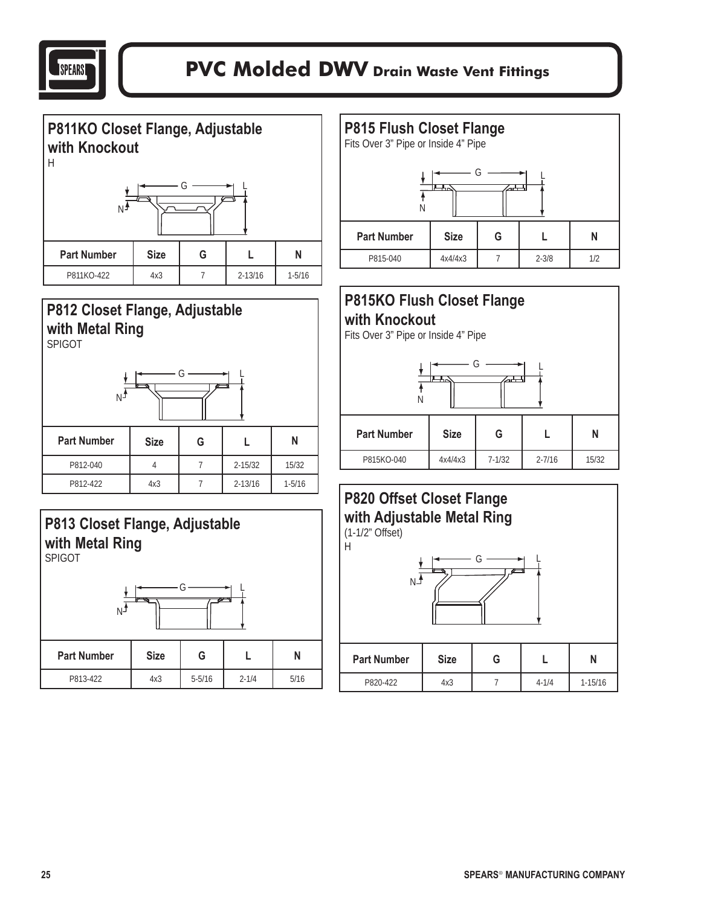# PVC Molded DWV Drain Waste Vent Fittings

## P811KO Closet Flange, Adjustable with Knockout

H

| Part Number | Size | G | L | N |
|---|---|---|---|---|
| P811KO-422 | 4x3 | 7 | 2-13/16 | 1-5/16 |

## P812 Closet Flange, Adjustable with Metal Ring

SPIGOT

| Part Number | Size | G | L | N |
|---|---|---|---|---|
| P812-040 | 4 | 7 | 2-15/32 | 15/32 |
| P812-422 | 4x3 | 7 | 2-13/16 | 1-5/16 |

## P813 Closet Flange, Adjustable with Metal Ring

SPIGOT

| Part Number | Size | G | L | N |
|---|---|---|---|---|
| P813-422 | 4x3 | 5-5/16 | 2-1/4 | 5/16 |

## P815 Flush Closet Flange

Fits Over 3" Pipe or Inside 4" Pipe

| Part Number | Size | G | L | N |
|---|---|---|---|---|
| P815-040 | 4x4/4x3 | 7 | 2-3/8 | 1/2 |

## P815KO Flush Closet Flange with Knockout

Fits Over 3" Pipe or Inside 4" Pipe

| Part Number | Size | G | L | N |
|---|---|---|---|---|
| P815KO-040 | 4x4/4x3 | 7-1/32 | 2-7/16 | 15/32 |

## P820 Offset Closet Flange with Adjustable Metal Ring

(1-1/2" Offset)

H

| Part Number | Size | G | L | N |
|---|---|---|---|---|
| P820-422 | 4x3 | 7 | 4-1/4 | 1-15/16 |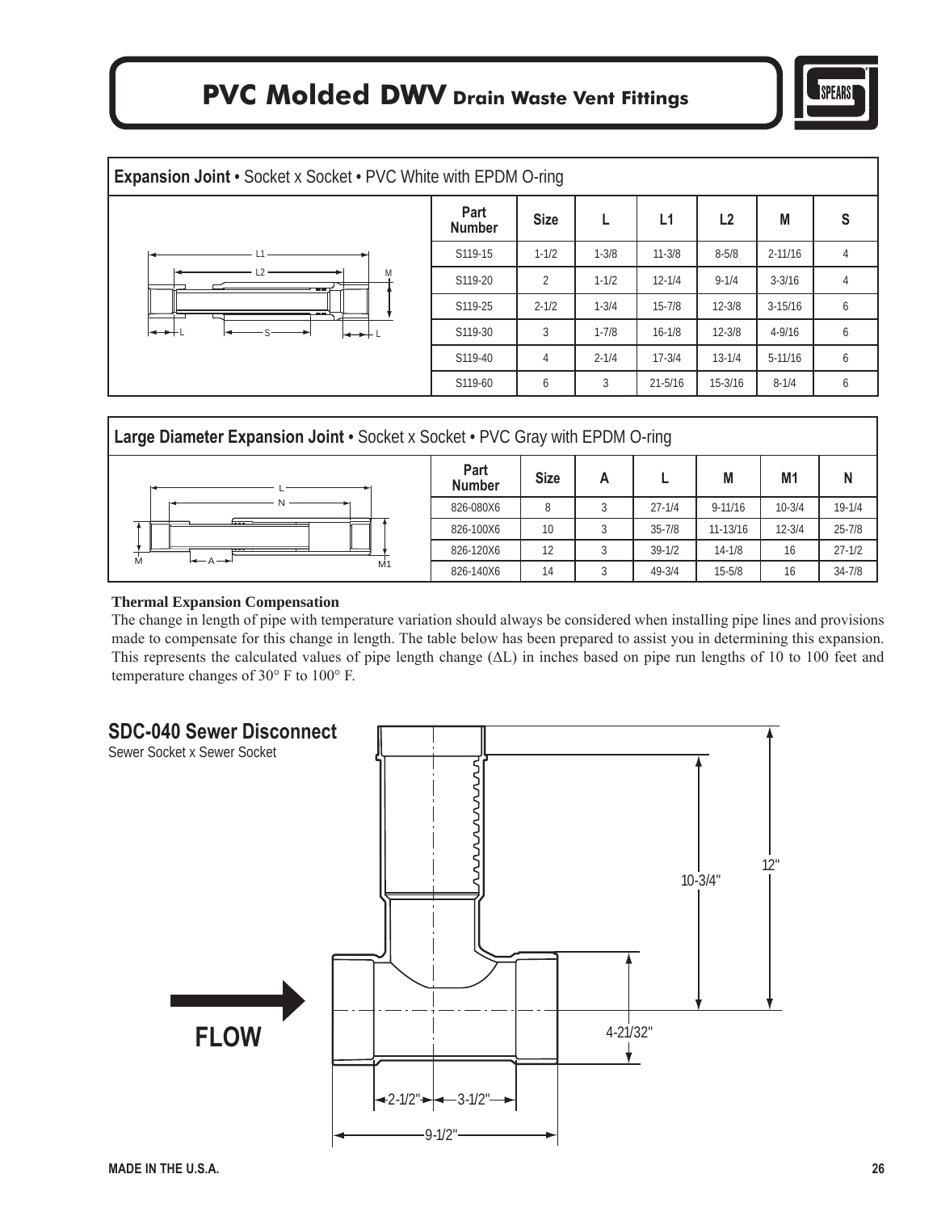# PVC Molded DWV Drain Waste Vent Fittings

## Expansion Joint • Socket x Socket • PVC White with EPDM O-ring

| Part Number | Size | L | L1 | L2 | M | S |
|---|---|---|---|---|---|---|
| S119-15 | 1-1/2 | 1-3/8 | 11-3/8 | 8-5/8 | 2-11/16 | 4 |
| S119-20 | 2 | 1-1/2 | 12-1/4 | 9-1/4 | 3-3/16 | 4 |
| S119-25 | 2-1/2 | 1-3/4 | 15-7/8 | 12-3/8 | 3-15/16 | 6 |
| S119-30 | 3 | 1-7/8 | 16-1/8 | 12-3/8 | 4-9/16 | 6 |
| S119-40 | 4 | 2-1/4 | 17-3/4 | 13-1/4 | 5-11/16 | 6 |
| S119-60 | 6 | 3 | 21-5/16 | 15-3/16 | 8-1/4 | 6 |

## Large Diameter Expansion Joint • Socket x Socket • PVC Gray with EPDM O-ring

| Part Number | Size | A | L | M | M1 | N |
|---|---|---|---|---|---|---|
| 826-080X6 | 8 | 3 | 27-1/4 | 9-11/16 | 10-3/4 | 19-1/4 |
| 826-100X6 | 10 | 3 | 35-7/8 | 11-13/16 | 12-3/4 | 25-7/8 |
| 826-120X6 | 12 | 3 | 39-1/2 | 14-1/8 | 16 | 27-1/2 |
| 826-140X6 | 14 | 3 | 49-3/4 | 15-5/8 | 16 | 34-7/8 |

**Thermal Expansion Compensation**

The change in length of pipe with temperature variation should always be considered when installing pipe lines and provisions made to compensate for this change in length. The table below has been prepared to assist you in determining this expansion. This represents the calculated values of pipe length change ($\Delta L$) in inches based on pipe run lengths of 10 to 100 feet and temperature changes of 30° F to 100° F.

## SDC-040 Sewer Disconnect

Sewer Socket x Sewer Socket

FLOW

12"

10-3/4"

4-21/32"

2-1/2"

3-1/2"

9-1/2"

MADE IN THE U.S.A.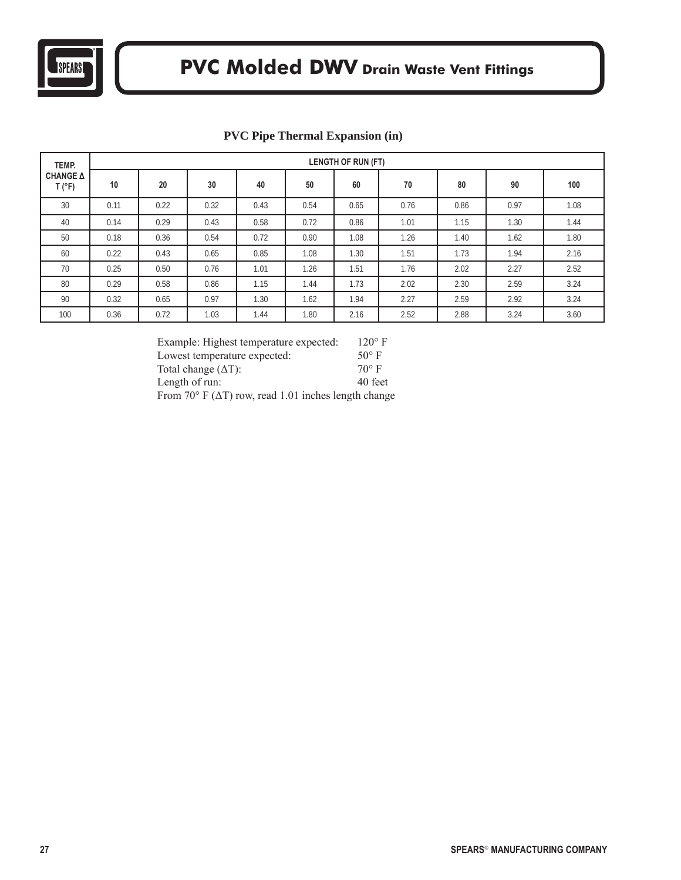# PVC Molded DWV Drain Waste Vent Fittings

## PVC Pipe Thermal Expansion (in)

| TEMP. CHANGE Δ T (°F) | LENGTH OF RUN (FT) | | | | | | | | | |
|---|---|---|---|---|---|---|---|---|---|---|
| | 10 | 20 | 30 | 40 | 50 | 60 | 70 | 80 | 90 | 100 |
| 30 | 0.11 | 0.22 | 0.32 | 0.43 | 0.54 | 0.65 | 0.76 | 0.86 | 0.97 | 1.08 |
| 40 | 0.14 | 0.29 | 0.43 | 0.58 | 0.72 | 0.86 | 1.01 | 1.15 | 1.30 | 1.44 |
| 50 | 0.18 | 0.36 | 0.54 | 0.72 | 0.90 | 1.08 | 1.26 | 1.40 | 1.62 | 1.80 |
| 60 | 0.22 | 0.43 | 0.65 | 0.85 | 1.08 | 1.30 | 1.51 | 1.73 | 1.94 | 2.16 |
| 70 | 0.25 | 0.50 | 0.76 | 1.01 | 1.26 | 1.51 | 1.76 | 2.02 | 2.27 | 2.52 |
| 80 | 0.29 | 0.58 | 0.86 | 1.15 | 1.44 | 1.73 | 2.02 | 2.30 | 2.59 | 3.24 |
| 90 | 0.32 | 0.65 | 0.97 | 1.30 | 1.62 | 1.94 | 2.27 | 2.59 | 2.92 | 3.24 |
| 100 | 0.36 | 0.72 | 1.03 | 1.44 | 1.80 | 2.16 | 2.52 | 2.88 | 3.24 | 3.60 |

Example: Highest temperature expected: 120° F
Lowest temperature expected: 50° F
Total change (ΔT): 70° F
Length of run: 40 feet
From 70° F (ΔT) row, read 1.01 inches length change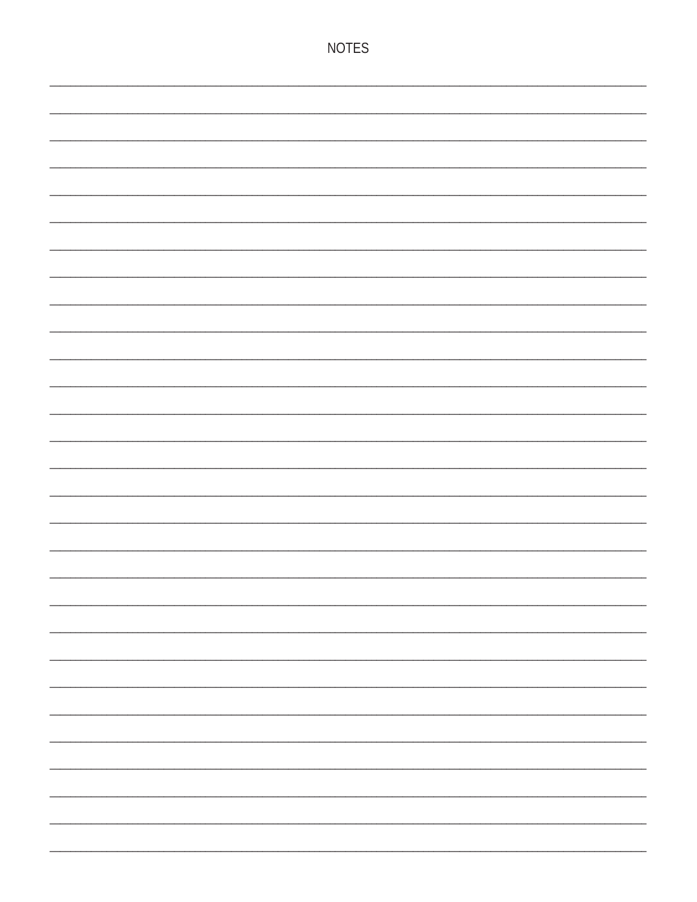# NOTES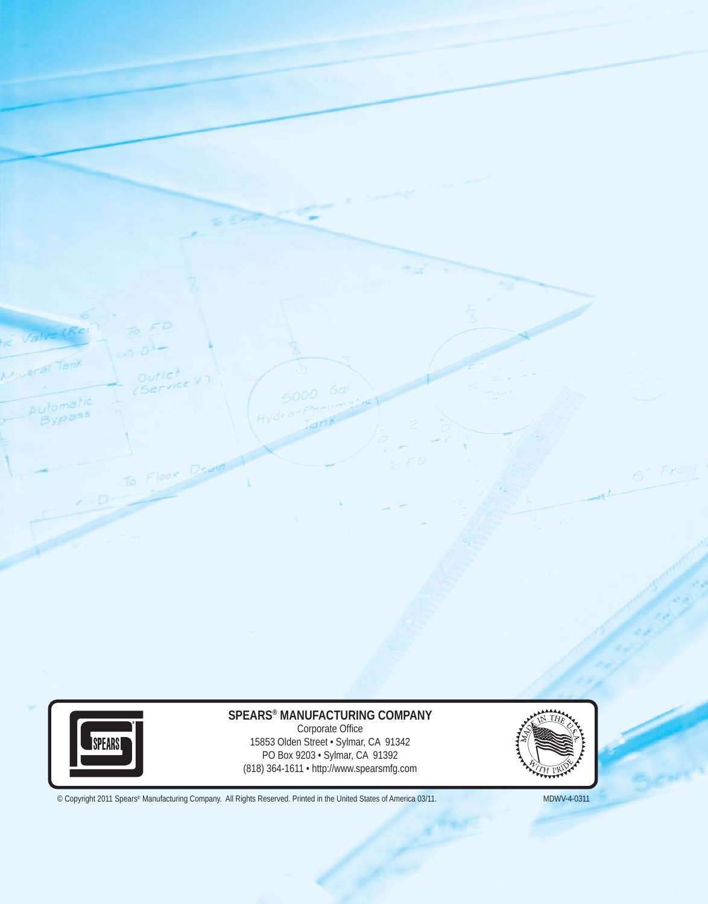**SPEARS® MANUFACTURING COMPANY**

Corporate Office
15853 Olden Street • Sylmar, CA 91342
PO Box 9203 • Sylmar, CA 91392
(818) 364-1611 • http://www.spearsmfg.com

© Copyright 2011 Spears® Manufacturing Company. All Rights Reserved. Printed in the United States of America 03/11.

MDWV-4-0311